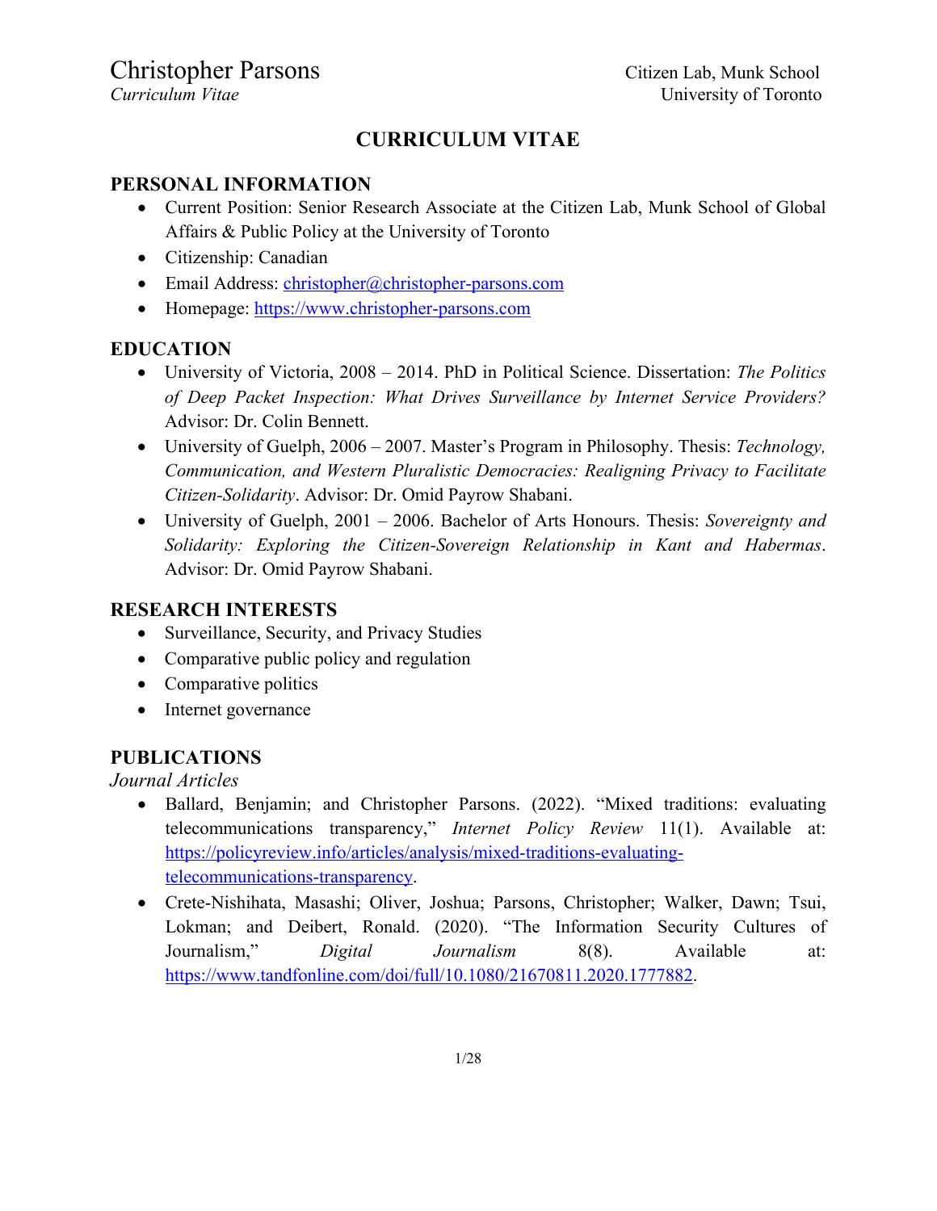# Christopher Parsons

*Curriculum Vitae*

Citizen Lab, Munk School
University of Toronto

## CURRICULUM VITAE

### PERSONAL INFORMATION

- Current Position: Senior Research Associate at the Citizen Lab, Munk School of Global Affairs & Public Policy at the University of Toronto
- Citizenship: Canadian
- Email Address: christopher@christopher-parsons.com
- Homepage: https://www.christopher-parsons.com

### EDUCATION

- University of Victoria, 2008 – 2014. PhD in Political Science. Dissertation: *The Politics of Deep Packet Inspection: What Drives Surveillance by Internet Service Providers?* Advisor: Dr. Colin Bennett.
- University of Guelph, 2006 – 2007. Master's Program in Philosophy. Thesis: *Technology, Communication, and Western Pluralistic Democracies: Realigning Privacy to Facilitate Citizen-Solidarity*. Advisor: Dr. Omid Payrow Shabani.
- University of Guelph, 2001 – 2006. Bachelor of Arts Honours. Thesis: *Sovereignty and Solidarity: Exploring the Citizen-Sovereign Relationship in Kant and Habermas*. Advisor: Dr. Omid Payrow Shabani.

### RESEARCH INTERESTS

- Surveillance, Security, and Privacy Studies
- Comparative public policy and regulation
- Comparative politics
- Internet governance

### PUBLICATIONS

*Journal Articles*

- Ballard, Benjamin; and Christopher Parsons. (2022). "Mixed traditions: evaluating telecommunications transparency," *Internet Policy Review* 11(1). Available at: https://policyreview.info/articles/analysis/mixed-traditions-evaluating-telecommunications-transparency.
- Crete-Nishihata, Masashi; Oliver, Joshua; Parsons, Christopher; Walker, Dawn; Tsui, Lokman; and Deibert, Ronald. (2020). "The Information Security Cultures of Journalism," *Digital Journalism* 8(8). Available at: https://www.tandfonline.com/doi/full/10.1080/21670811.2020.1777882.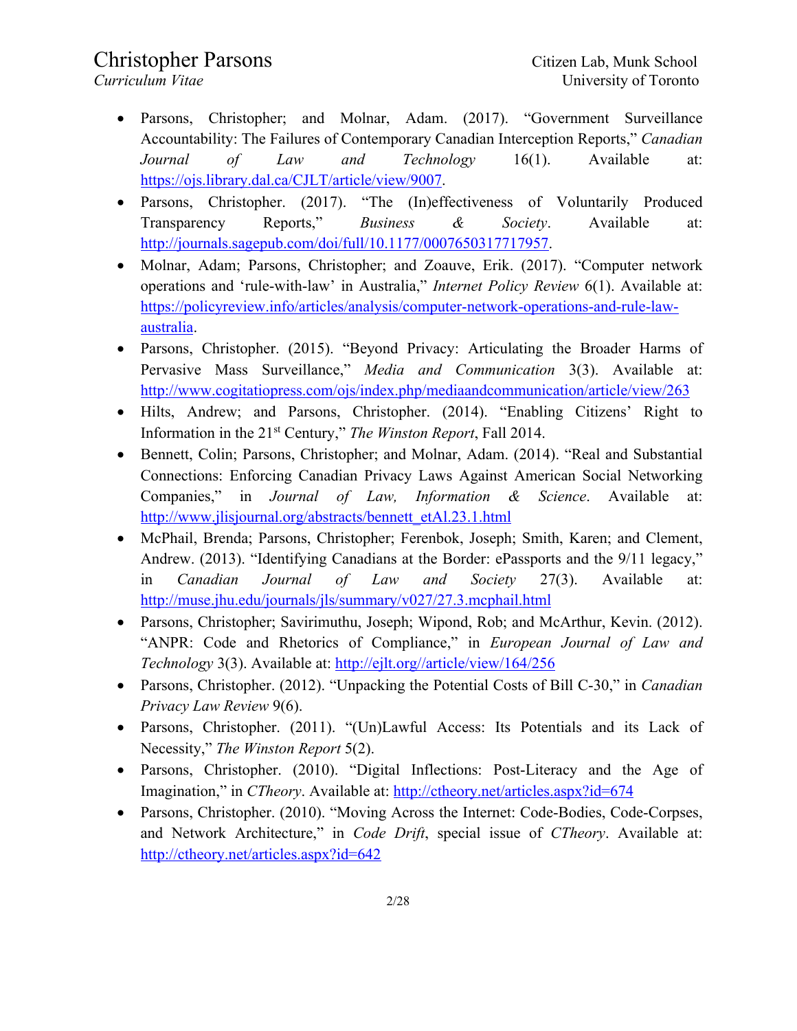- Parsons, Christopher; and Molnar, Adam. (2017). "Government Surveillance Accountability: The Failures of Contemporary Canadian Interception Reports," *Canadian Journal of Law and Technology* 16(1). Available at: https://ojs.library.dal.ca/CJLT/article/view/9007.
- Parsons, Christopher. (2017). "The (In)effectiveness of Voluntarily Produced Transparency Reports," *Business & Society*. Available at: http://journals.sagepub.com/doi/full/10.1177/0007650317717957.
- Molnar, Adam; Parsons, Christopher; and Zoauve, Erik. (2017). "Computer network operations and 'rule-with-law' in Australia," *Internet Policy Review* 6(1). Available at: https://policyreview.info/articles/analysis/computer-network-operations-and-rule-law-australia.
- Parsons, Christopher. (2015). "Beyond Privacy: Articulating the Broader Harms of Pervasive Mass Surveillance," *Media and Communication* 3(3). Available at: http://www.cogitatiopress.com/ojs/index.php/mediaandcommunication/article/view/263
- Hilts, Andrew; and Parsons, Christopher. (2014). "Enabling Citizens' Right to Information in the 21st Century," *The Winston Report*, Fall 2014.
- Bennett, Colin; Parsons, Christopher; and Molnar, Adam. (2014). "Real and Substantial Connections: Enforcing Canadian Privacy Laws Against American Social Networking Companies," in *Journal of Law, Information & Science*. Available at: http://www.jlisjournal.org/abstracts/bennett_etAl.23.1.html
- McPhail, Brenda; Parsons, Christopher; Ferenbok, Joseph; Smith, Karen; and Clement, Andrew. (2013). "Identifying Canadians at the Border: ePassports and the 9/11 legacy," in *Canadian Journal of Law and Society* 27(3). Available at: http://muse.jhu.edu/journals/jls/summary/v027/27.3.mcphail.html
- Parsons, Christopher; Savirimuthu, Joseph; Wipond, Rob; and McArthur, Kevin. (2012). "ANPR: Code and Rhetorics of Compliance," in *European Journal of Law and Technology* 3(3). Available at: http://ejlt.org//article/view/164/256
- Parsons, Christopher. (2012). "Unpacking the Potential Costs of Bill C-30," in *Canadian Privacy Law Review* 9(6).
- Parsons, Christopher. (2011). "(Un)Lawful Access: Its Potentials and its Lack of Necessity," *The Winston Report* 5(2).
- Parsons, Christopher. (2010). "Digital Inflections: Post-Literacy and the Age of Imagination," in *CTheory*. Available at: http://ctheory.net/articles.aspx?id=674
- Parsons, Christopher. (2010). "Moving Across the Internet: Code-Bodies, Code-Corpses, and Network Architecture," in *Code Drift*, special issue of *CTheory*. Available at: http://ctheory.net/articles.aspx?id=642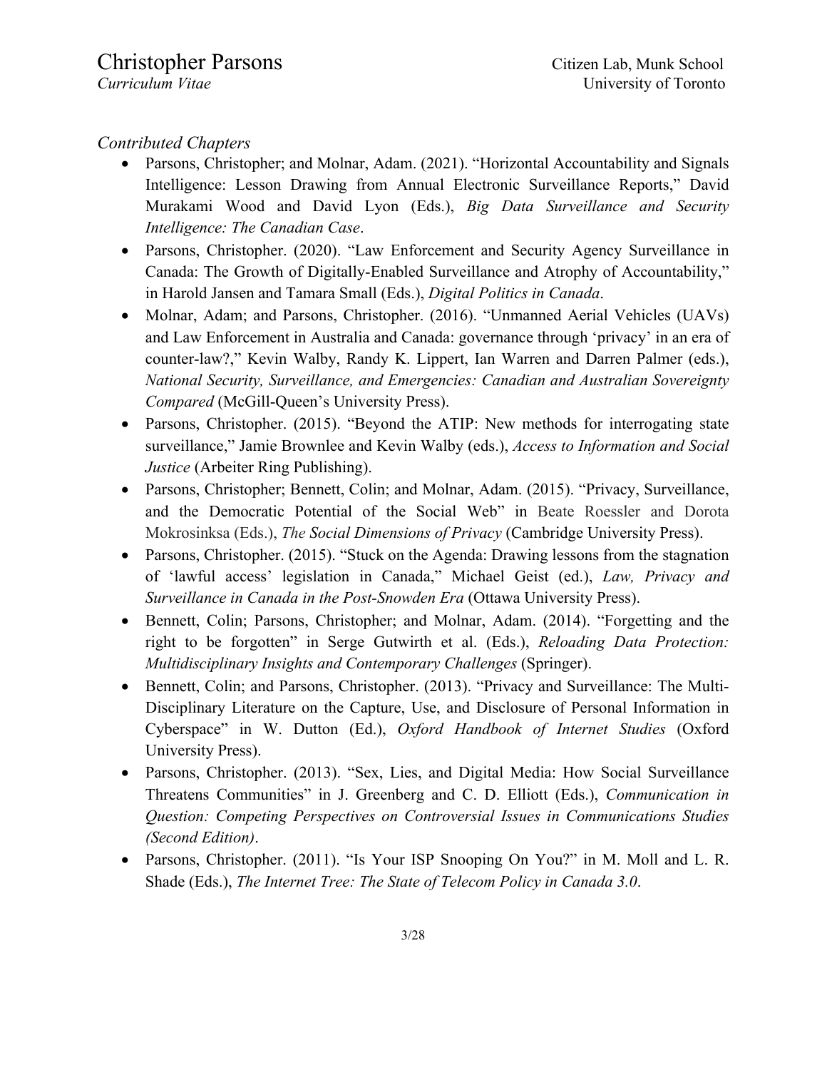*Contributed Chapters*

- Parsons, Christopher; and Molnar, Adam. (2021). "Horizontal Accountability and Signals Intelligence: Lesson Drawing from Annual Electronic Surveillance Reports," David Murakami Wood and David Lyon (Eds.), *Big Data Surveillance and Security Intelligence: The Canadian Case*.
- Parsons, Christopher. (2020). "Law Enforcement and Security Agency Surveillance in Canada: The Growth of Digitally-Enabled Surveillance and Atrophy of Accountability," in Harold Jansen and Tamara Small (Eds.), *Digital Politics in Canada*.
- Molnar, Adam; and Parsons, Christopher. (2016). "Unmanned Aerial Vehicles (UAVs) and Law Enforcement in Australia and Canada: governance through 'privacy' in an era of counter-law?," Kevin Walby, Randy K. Lippert, Ian Warren and Darren Palmer (eds.), *National Security, Surveillance, and Emergencies: Canadian and Australian Sovereignty Compared* (McGill-Queen's University Press).
- Parsons, Christopher. (2015). "Beyond the ATIP: New methods for interrogating state surveillance," Jamie Brownlee and Kevin Walby (eds.), *Access to Information and Social Justice* (Arbeiter Ring Publishing).
- Parsons, Christopher; Bennett, Colin; and Molnar, Adam. (2015). "Privacy, Surveillance, and the Democratic Potential of the Social Web" in Beate Roessler and Dorota Mokrosinksa (Eds.), *The Social Dimensions of Privacy* (Cambridge University Press).
- Parsons, Christopher. (2015). "Stuck on the Agenda: Drawing lessons from the stagnation of 'lawful access' legislation in Canada," Michael Geist (ed.), *Law, Privacy and Surveillance in Canada in the Post-Snowden Era* (Ottawa University Press).
- Bennett, Colin; Parsons, Christopher; and Molnar, Adam. (2014). "Forgetting and the right to be forgotten" in Serge Gutwirth et al. (Eds.), *Reloading Data Protection: Multidisciplinary Insights and Contemporary Challenges* (Springer).
- Bennett, Colin; and Parsons, Christopher. (2013). "Privacy and Surveillance: The Multi-Disciplinary Literature on the Capture, Use, and Disclosure of Personal Information in Cyberspace" in W. Dutton (Ed.), *Oxford Handbook of Internet Studies* (Oxford University Press).
- Parsons, Christopher. (2013). "Sex, Lies, and Digital Media: How Social Surveillance Threatens Communities" in J. Greenberg and C. D. Elliott (Eds.), *Communication in Question: Competing Perspectives on Controversial Issues in Communications Studies (Second Edition)*.
- Parsons, Christopher. (2011). "Is Your ISP Snooping On You?" in M. Moll and L. R. Shade (Eds.), *The Internet Tree: The State of Telecom Policy in Canada 3.0*.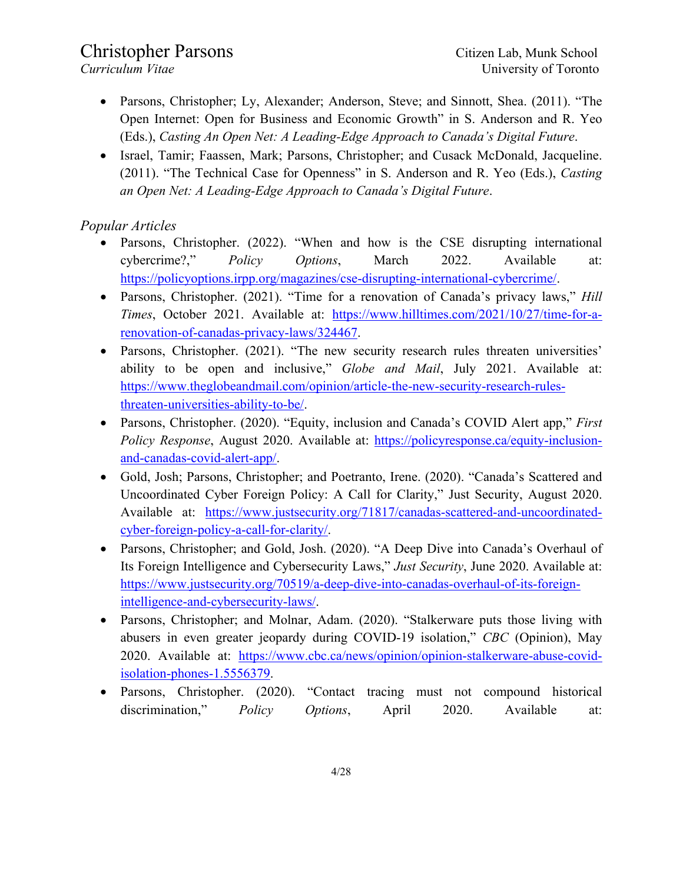- Parsons, Christopher; Ly, Alexander; Anderson, Steve; and Sinnott, Shea. (2011). "The Open Internet: Open for Business and Economic Growth" in S. Anderson and R. Yeo (Eds.), *Casting An Open Net: A Leading-Edge Approach to Canada's Digital Future*.
- Israel, Tamir; Faassen, Mark; Parsons, Christopher; and Cusack McDonald, Jacqueline. (2011). "The Technical Case for Openness" in S. Anderson and R. Yeo (Eds.), *Casting an Open Net: A Leading-Edge Approach to Canada's Digital Future*.

*Popular Articles*

- Parsons, Christopher. (2022). "When and how is the CSE disrupting international cybercrime?," *Policy Options*, March 2022. Available at: https://policyoptions.irpp.org/magazines/cse-disrupting-international-cybercrime/.
- Parsons, Christopher. (2021). "Time for a renovation of Canada's privacy laws," *Hill Times*, October 2021. Available at: https://www.hilltimes.com/2021/10/27/time-for-a-renovation-of-canadas-privacy-laws/324467.
- Parsons, Christopher. (2021). "The new security research rules threaten universities' ability to be open and inclusive," *Globe and Mail*, July 2021. Available at: https://www.theglobeandmail.com/opinion/article-the-new-security-research-rules-threaten-universities-ability-to-be/.
- Parsons, Christopher. (2020). "Equity, inclusion and Canada's COVID Alert app," *First Policy Response*, August 2020. Available at: https://policyresponse.ca/equity-inclusion-and-canadas-covid-alert-app/.
- Gold, Josh; Parsons, Christopher; and Poetranto, Irene. (2020). "Canada's Scattered and Uncoordinated Cyber Foreign Policy: A Call for Clarity," Just Security, August 2020. Available at: https://www.justsecurity.org/71817/canadas-scattered-and-uncoordinated-cyber-foreign-policy-a-call-for-clarity/.
- Parsons, Christopher; and Gold, Josh. (2020). "A Deep Dive into Canada's Overhaul of Its Foreign Intelligence and Cybersecurity Laws," *Just Security*, June 2020. Available at: https://www.justsecurity.org/70519/a-deep-dive-into-canadas-overhaul-of-its-foreign-intelligence-and-cybersecurity-laws/.
- Parsons, Christopher; and Molnar, Adam. (2020). "Stalkerware puts those living with abusers in even greater jeopardy during COVID-19 isolation," *CBC* (Opinion), May 2020. Available at: https://www.cbc.ca/news/opinion/opinion-stalkerware-abuse-covid-isolation-phones-1.5556379.
- Parsons, Christopher. (2020). "Contact tracing must not compound historical discrimination," *Policy Options*, April 2020. Available at: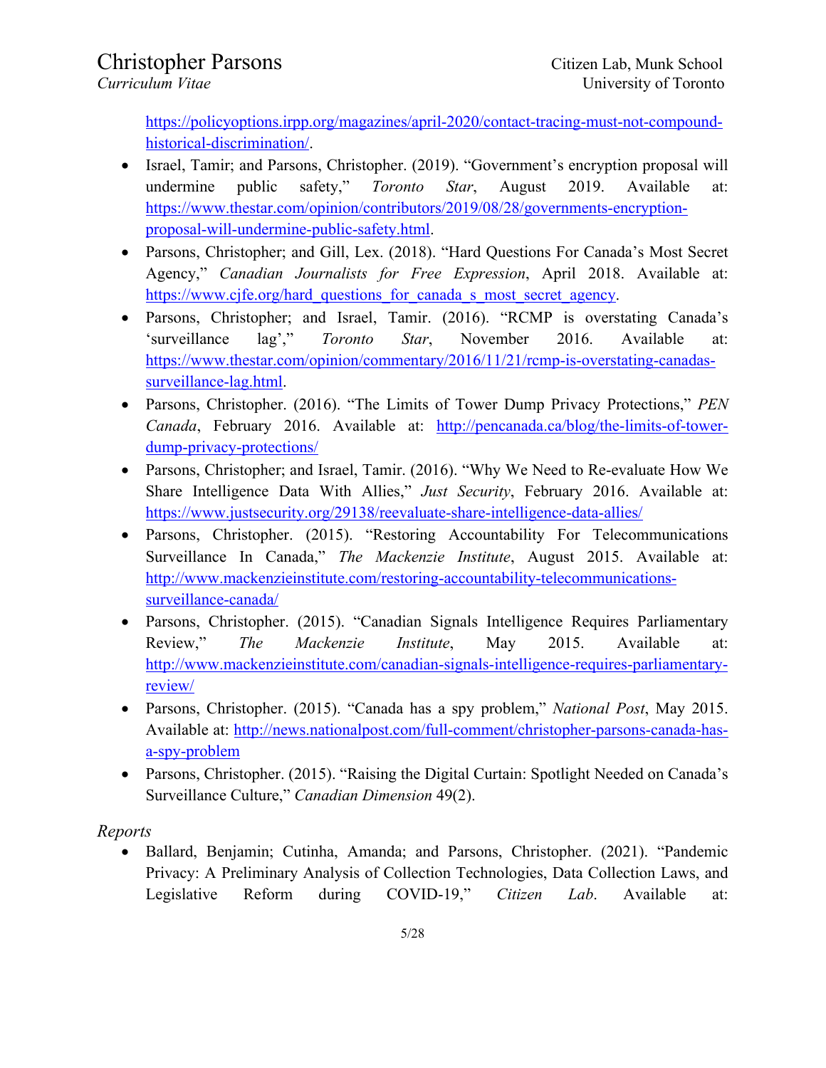https://policyoptions.irpp.org/magazines/april-2020/contact-tracing-must-not-compound-historical-discrimination/.

- Israel, Tamir; and Parsons, Christopher. (2019). "Government's encryption proposal will undermine public safety," *Toronto Star*, August 2019. Available at: https://www.thestar.com/opinion/contributors/2019/08/28/governments-encryption-proposal-will-undermine-public-safety.html.
- Parsons, Christopher; and Gill, Lex. (2018). "Hard Questions For Canada's Most Secret Agency," *Canadian Journalists for Free Expression*, April 2018. Available at: https://www.cjfe.org/hard_questions_for_canada_s_most_secret_agency.
- Parsons, Christopher; and Israel, Tamir. (2016). "RCMP is overstating Canada's 'surveillance lag'," *Toronto Star*, November 2016. Available at: https://www.thestar.com/opinion/commentary/2016/11/21/rcmp-is-overstating-canadas-surveillance-lag.html.
- Parsons, Christopher. (2016). "The Limits of Tower Dump Privacy Protections," *PEN Canada*, February 2016. Available at: http://pencanada.ca/blog/the-limits-of-tower-dump-privacy-protections/
- Parsons, Christopher; and Israel, Tamir. (2016). "Why We Need to Re-evaluate How We Share Intelligence Data With Allies," *Just Security*, February 2016. Available at: https://www.justsecurity.org/29138/reevaluate-share-intelligence-data-allies/
- Parsons, Christopher. (2015). "Restoring Accountability For Telecommunications Surveillance In Canada," *The Mackenzie Institute*, August 2015. Available at: http://www.mackenzieinstitute.com/restoring-accountability-telecommunications-surveillance-canada/
- Parsons, Christopher. (2015). "Canadian Signals Intelligence Requires Parliamentary Review," *The Mackenzie Institute*, May 2015. Available at: http://www.mackenzieinstitute.com/canadian-signals-intelligence-requires-parliamentary-review/
- Parsons, Christopher. (2015). "Canada has a spy problem," *National Post*, May 2015. Available at: http://news.nationalpost.com/full-comment/christopher-parsons-canada-has-a-spy-problem
- Parsons, Christopher. (2015). "Raising the Digital Curtain: Spotlight Needed on Canada's Surveillance Culture," *Canadian Dimension* 49(2).

*Reports*

- Ballard, Benjamin; Cutinha, Amanda; and Parsons, Christopher. (2021). "Pandemic Privacy: A Preliminary Analysis of Collection Technologies, Data Collection Laws, and Legislative Reform during COVID-19," *Citizen Lab*. Available at: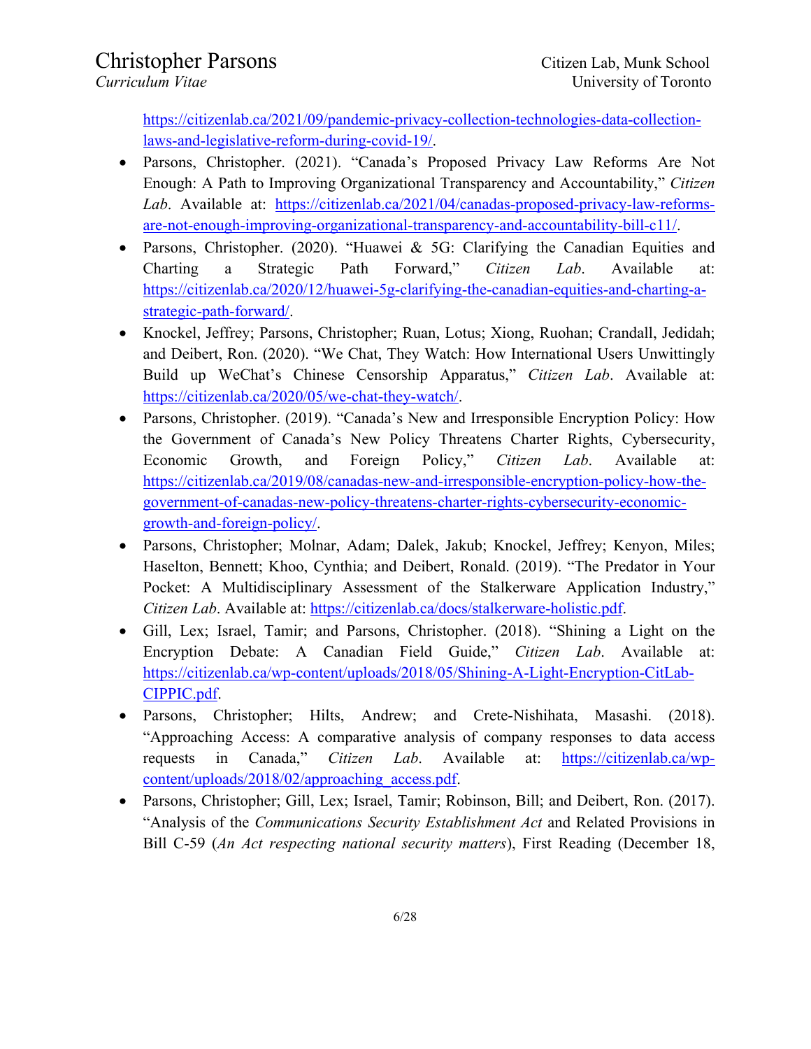https://citizenlab.ca/2021/09/pandemic-privacy-collection-technologies-data-collection-laws-and-legislative-reform-during-covid-19/.

- Parsons, Christopher. (2021). "Canada's Proposed Privacy Law Reforms Are Not Enough: A Path to Improving Organizational Transparency and Accountability," *Citizen Lab*. Available at: https://citizenlab.ca/2021/04/canadas-proposed-privacy-law-reforms-are-not-enough-improving-organizational-transparency-and-accountability-bill-c11/.
- Parsons, Christopher. (2020). "Huawei & 5G: Clarifying the Canadian Equities and Charting a Strategic Path Forward," *Citizen Lab*. Available at: https://citizenlab.ca/2020/12/huawei-5g-clarifying-the-canadian-equities-and-charting-a-strategic-path-forward/.
- Knockel, Jeffrey; Parsons, Christopher; Ruan, Lotus; Xiong, Ruohan; Crandall, Jedidah; and Deibert, Ron. (2020). "We Chat, They Watch: How International Users Unwittingly Build up WeChat's Chinese Censorship Apparatus," *Citizen Lab*. Available at: https://citizenlab.ca/2020/05/we-chat-they-watch/.
- Parsons, Christopher. (2019). "Canada's New and Irresponsible Encryption Policy: How the Government of Canada's New Policy Threatens Charter Rights, Cybersecurity, Economic Growth, and Foreign Policy," *Citizen Lab*. Available at: https://citizenlab.ca/2019/08/canadas-new-and-irresponsible-encryption-policy-how-the-government-of-canadas-new-policy-threatens-charter-rights-cybersecurity-economic-growth-and-foreign-policy/.
- Parsons, Christopher; Molnar, Adam; Dalek, Jakub; Knockel, Jeffrey; Kenyon, Miles; Haselton, Bennett; Khoo, Cynthia; and Deibert, Ronald. (2019). "The Predator in Your Pocket: A Multidisciplinary Assessment of the Stalkerware Application Industry," *Citizen Lab*. Available at: https://citizenlab.ca/docs/stalkerware-holistic.pdf.
- Gill, Lex; Israel, Tamir; and Parsons, Christopher. (2018). "Shining a Light on the Encryption Debate: A Canadian Field Guide," *Citizen Lab*. Available at: https://citizenlab.ca/wp-content/uploads/2018/05/Shining-A-Light-Encryption-CitLab-CIPPIC.pdf.
- Parsons, Christopher; Hilts, Andrew; and Crete-Nishihata, Masashi. (2018). "Approaching Access: A comparative analysis of company responses to data access requests in Canada," *Citizen Lab*. Available at: https://citizenlab.ca/wp-content/uploads/2018/02/approaching_access.pdf.
- Parsons, Christopher; Gill, Lex; Israel, Tamir; Robinson, Bill; and Deibert, Ron. (2017). "Analysis of the *Communications Security Establishment Act* and Related Provisions in Bill C-59 (*An Act respecting national security matters*), First Reading (December 18,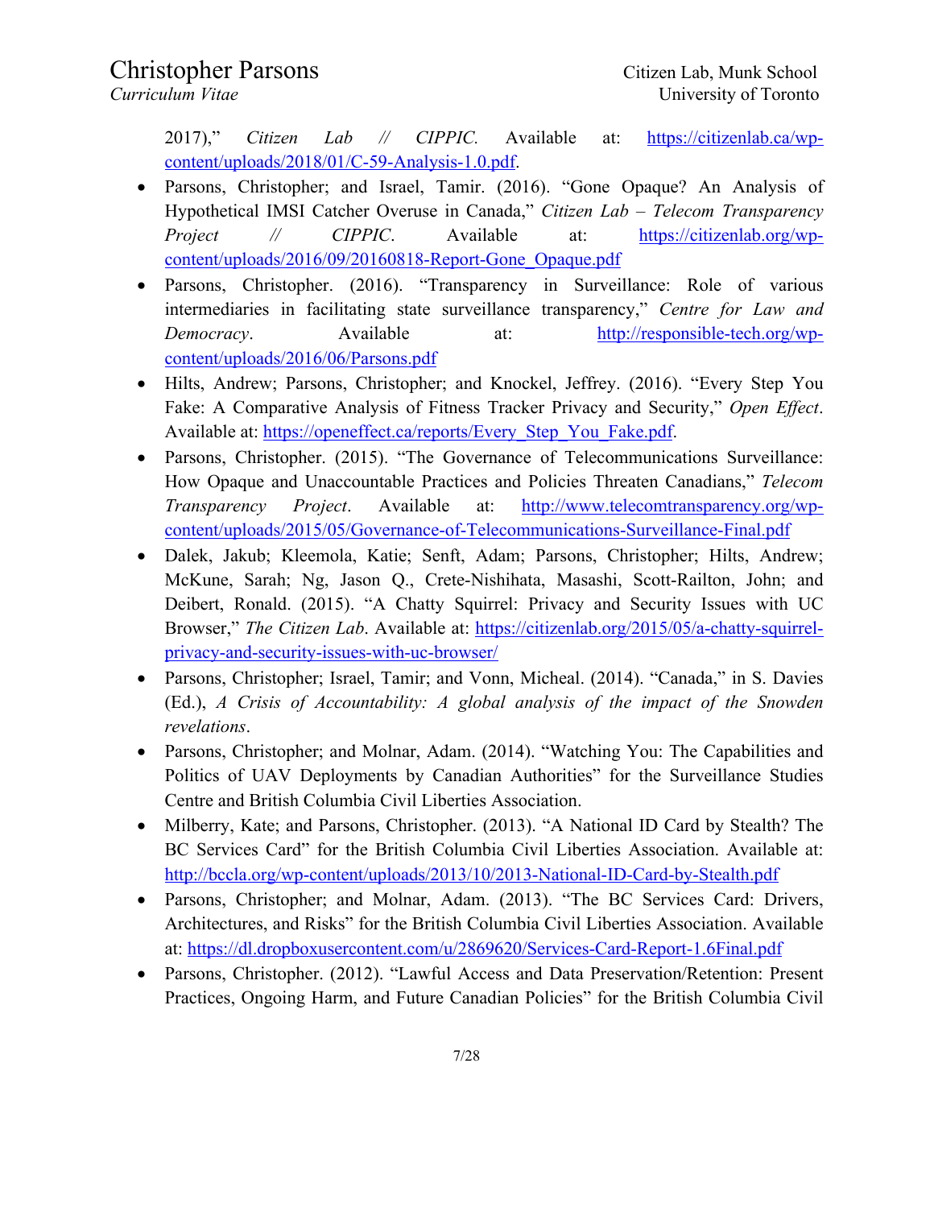2017)," *Citizen Lab // CIPPIC.* Available at: https://citizenlab.ca/wp-content/uploads/2018/01/C-59-Analysis-1.0.pdf.

- Parsons, Christopher; and Israel, Tamir. (2016). "Gone Opaque? An Analysis of Hypothetical IMSI Catcher Overuse in Canada," *Citizen Lab – Telecom Transparency Project // CIPPIC*. Available at: https://citizenlab.org/wp-content/uploads/2016/09/20160818-Report-Gone_Opaque.pdf
- Parsons, Christopher. (2016). "Transparency in Surveillance: Role of various intermediaries in facilitating state surveillance transparency," *Centre for Law and Democracy*. Available at: http://responsible-tech.org/wp-content/uploads/2016/06/Parsons.pdf
- Hilts, Andrew; Parsons, Christopher; and Knockel, Jeffrey. (2016). "Every Step You Fake: A Comparative Analysis of Fitness Tracker Privacy and Security," *Open Effect*. Available at: https://openeffect.ca/reports/Every_Step_You_Fake.pdf.
- Parsons, Christopher. (2015). "The Governance of Telecommunications Surveillance: How Opaque and Unaccountable Practices and Policies Threaten Canadians," *Telecom Transparency Project*. Available at: http://www.telecomtransparency.org/wp-content/uploads/2015/05/Governance-of-Telecommunications-Surveillance-Final.pdf
- Dalek, Jakub; Kleemola, Katie; Senft, Adam; Parsons, Christopher; Hilts, Andrew; McKune, Sarah; Ng, Jason Q., Crete-Nishihata, Masashi, Scott-Railton, John; and Deibert, Ronald. (2015). "A Chatty Squirrel: Privacy and Security Issues with UC Browser," *The Citizen Lab*. Available at: https://citizenlab.org/2015/05/a-chatty-squirrel-privacy-and-security-issues-with-uc-browser/
- Parsons, Christopher; Israel, Tamir; and Vonn, Micheal. (2014). "Canada," in S. Davies (Ed.), *A Crisis of Accountability: A global analysis of the impact of the Snowden revelations*.
- Parsons, Christopher; and Molnar, Adam. (2014). "Watching You: The Capabilities and Politics of UAV Deployments by Canadian Authorities" for the Surveillance Studies Centre and British Columbia Civil Liberties Association.
- Milberry, Kate; and Parsons, Christopher. (2013). "A National ID Card by Stealth? The BC Services Card" for the British Columbia Civil Liberties Association. Available at: http://bccla.org/wp-content/uploads/2013/10/2013-National-ID-Card-by-Stealth.pdf
- Parsons, Christopher; and Molnar, Adam. (2013). "The BC Services Card: Drivers, Architectures, and Risks" for the British Columbia Civil Liberties Association. Available at: https://dl.dropboxusercontent.com/u/2869620/Services-Card-Report-1.6Final.pdf
- Parsons, Christopher. (2012). "Lawful Access and Data Preservation/Retention: Present Practices, Ongoing Harm, and Future Canadian Policies" for the British Columbia Civil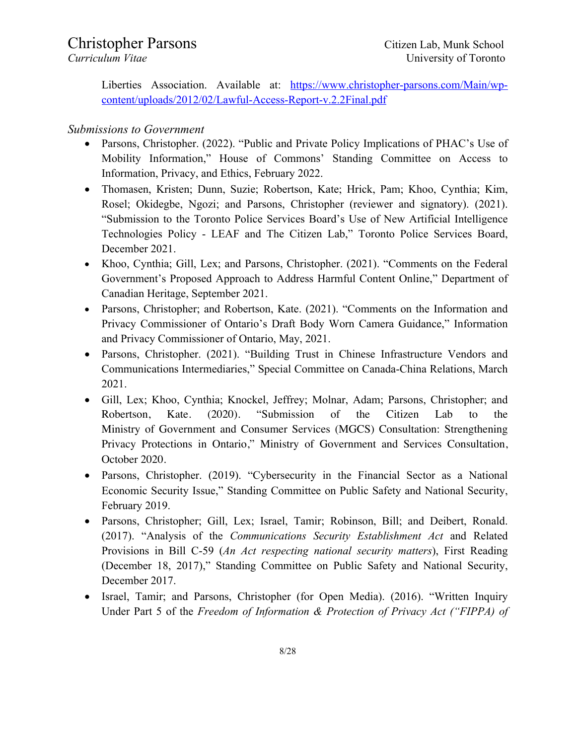Liberties Association. Available at: [https://www.christopher-parsons.com/Main/wp-content/uploads/2012/02/Lawful-Access-Report-v.2.2Final.pdf](https://www.christopher-parsons.com/Main/wp-content/uploads/2012/02/Lawful-Access-Report-v.2.2Final.pdf)

*Submissions to Government*

- Parsons, Christopher. (2022). "Public and Private Policy Implications of PHAC's Use of Mobility Information," House of Commons' Standing Committee on Access to Information, Privacy, and Ethics, February 2022.
- Thomasen, Kristen; Dunn, Suzie; Robertson, Kate; Hrick, Pam; Khoo, Cynthia; Kim, Rosel; Okidegbe, Ngozi; and Parsons, Christopher (reviewer and signatory). (2021). "Submission to the Toronto Police Services Board's Use of New Artificial Intelligence Technologies Policy - LEAF and The Citizen Lab," Toronto Police Services Board, December 2021.
- Khoo, Cynthia; Gill, Lex; and Parsons, Christopher. (2021). "Comments on the Federal Government's Proposed Approach to Address Harmful Content Online," Department of Canadian Heritage, September 2021.
- Parsons, Christopher; and Robertson, Kate. (2021). "Comments on the Information and Privacy Commissioner of Ontario's Draft Body Worn Camera Guidance," Information and Privacy Commissioner of Ontario, May, 2021.
- Parsons, Christopher. (2021). "Building Trust in Chinese Infrastructure Vendors and Communications Intermediaries," Special Committee on Canada-China Relations, March 2021.
- Gill, Lex; Khoo, Cynthia; Knockel, Jeffrey; Molnar, Adam; Parsons, Christopher; and Robertson, Kate. (2020). "Submission of the Citizen Lab to the Ministry of Government and Consumer Services (MGCS) Consultation: Strengthening Privacy Protections in Ontario," Ministry of Government and Services Consultation, October 2020.
- Parsons, Christopher. (2019). "Cybersecurity in the Financial Sector as a National Economic Security Issue," Standing Committee on Public Safety and National Security, February 2019.
- Parsons, Christopher; Gill, Lex; Israel, Tamir; Robinson, Bill; and Deibert, Ronald. (2017). "Analysis of the *Communications Security Establishment Act* and Related Provisions in Bill C-59 (*An Act respecting national security matters*), First Reading (December 18, 2017)," Standing Committee on Public Safety and National Security, December 2017.
- Israel, Tamir; and Parsons, Christopher (for Open Media). (2016). "Written Inquiry Under Part 5 of the *Freedom of Information & Protection of Privacy Act ("FIPPA) of*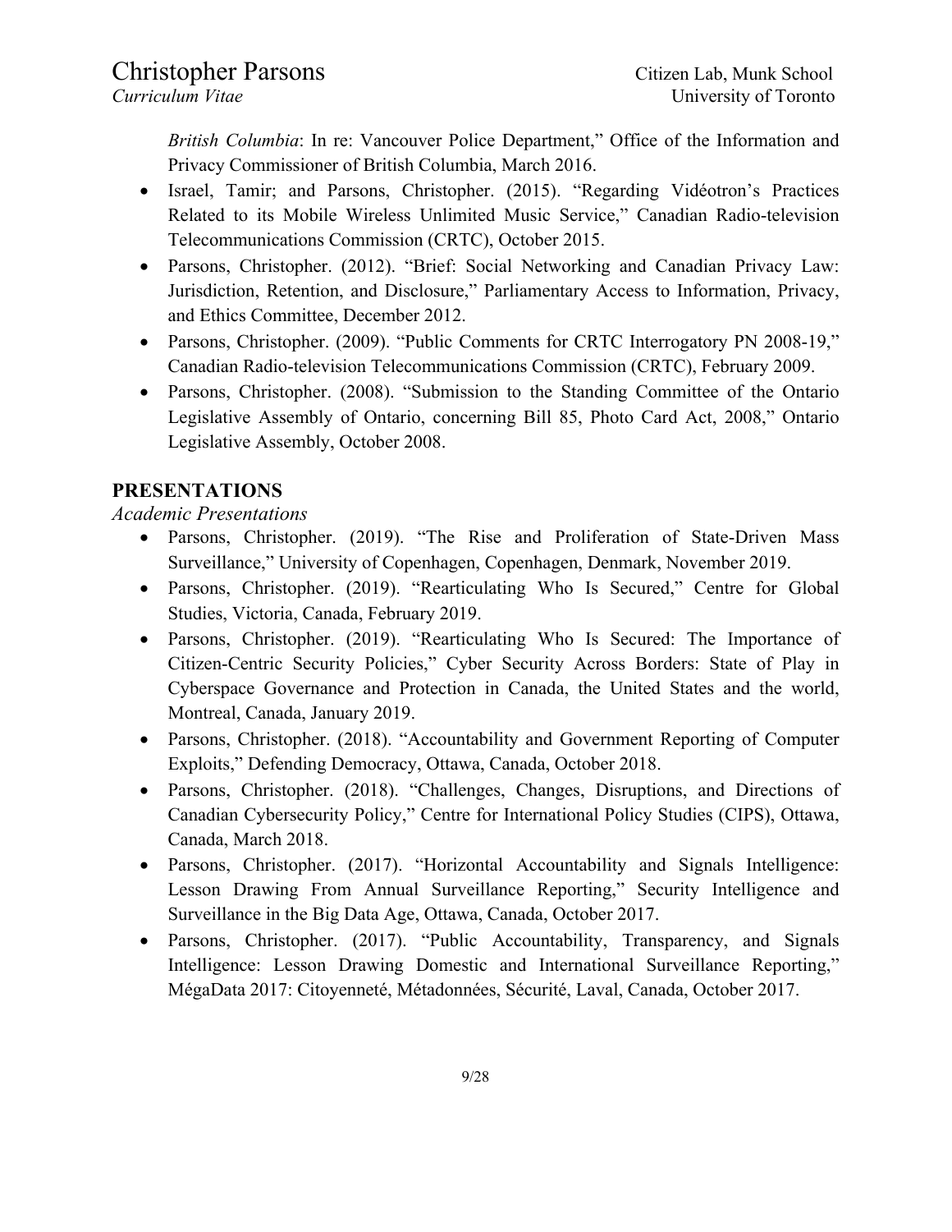*British Columbia*: In re: Vancouver Police Department," Office of the Information and Privacy Commissioner of British Columbia, March 2016.

- Israel, Tamir; and Parsons, Christopher. (2015). "Regarding Vidéotron's Practices Related to its Mobile Wireless Unlimited Music Service," Canadian Radio-television Telecommunications Commission (CRTC), October 2015.
- Parsons, Christopher. (2012). "Brief: Social Networking and Canadian Privacy Law: Jurisdiction, Retention, and Disclosure," Parliamentary Access to Information, Privacy, and Ethics Committee, December 2012.
- Parsons, Christopher. (2009). "Public Comments for CRTC Interrogatory PN 2008-19," Canadian Radio-television Telecommunications Commission (CRTC), February 2009.
- Parsons, Christopher. (2008). "Submission to the Standing Committee of the Ontario Legislative Assembly of Ontario, concerning Bill 85, Photo Card Act, 2008," Ontario Legislative Assembly, October 2008.

## PRESENTATIONS

*Academic Presentations*

- Parsons, Christopher. (2019). "The Rise and Proliferation of State-Driven Mass Surveillance," University of Copenhagen, Copenhagen, Denmark, November 2019.
- Parsons, Christopher. (2019). "Rearticulating Who Is Secured," Centre for Global Studies, Victoria, Canada, February 2019.
- Parsons, Christopher. (2019). "Rearticulating Who Is Secured: The Importance of Citizen-Centric Security Policies," Cyber Security Across Borders: State of Play in Cyberspace Governance and Protection in Canada, the United States and the world, Montreal, Canada, January 2019.
- Parsons, Christopher. (2018). "Accountability and Government Reporting of Computer Exploits," Defending Democracy, Ottawa, Canada, October 2018.
- Parsons, Christopher. (2018). "Challenges, Changes, Disruptions, and Directions of Canadian Cybersecurity Policy," Centre for International Policy Studies (CIPS), Ottawa, Canada, March 2018.
- Parsons, Christopher. (2017). "Horizontal Accountability and Signals Intelligence: Lesson Drawing From Annual Surveillance Reporting," Security Intelligence and Surveillance in the Big Data Age, Ottawa, Canada, October 2017.
- Parsons, Christopher. (2017). "Public Accountability, Transparency, and Signals Intelligence: Lesson Drawing Domestic and International Surveillance Reporting," MégaData 2017: Citoyenneté, Métadonnées, Sécurité, Laval, Canada, October 2017.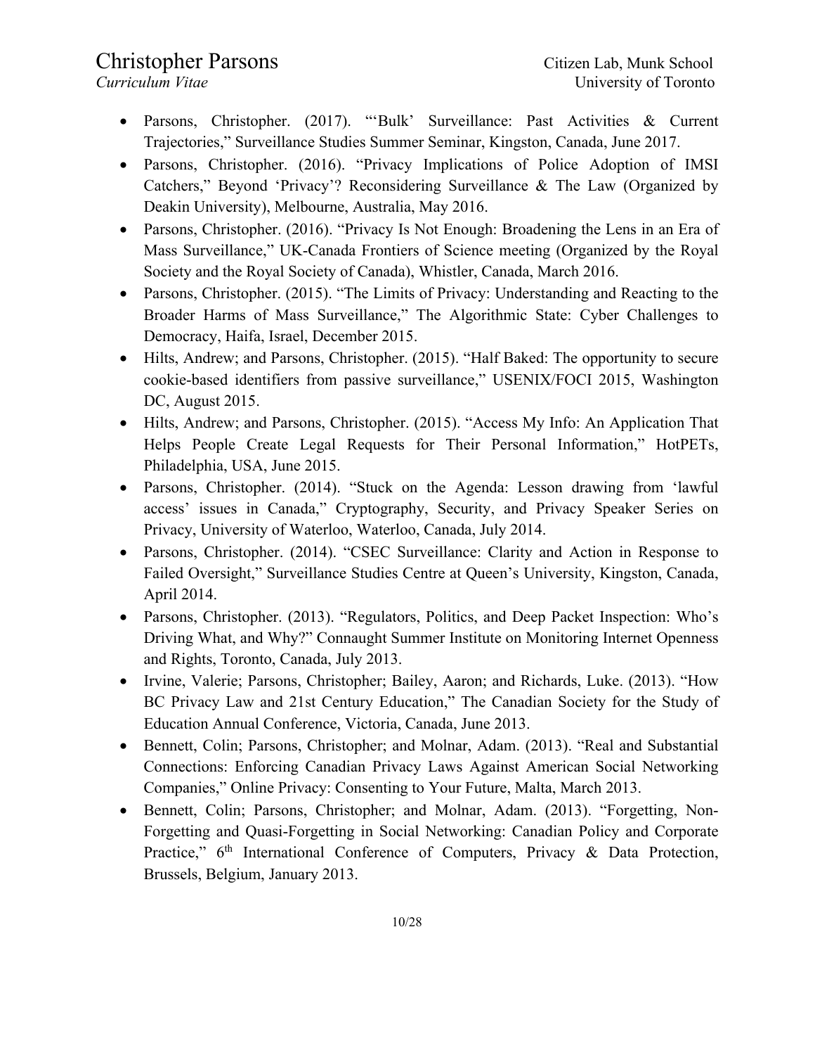- Parsons, Christopher. (2017). "'Bulk' Surveillance: Past Activities & Current Trajectories," Surveillance Studies Summer Seminar, Kingston, Canada, June 2017.
- Parsons, Christopher. (2016). "Privacy Implications of Police Adoption of IMSI Catchers," Beyond 'Privacy'? Reconsidering Surveillance & The Law (Organized by Deakin University), Melbourne, Australia, May 2016.
- Parsons, Christopher. (2016). "Privacy Is Not Enough: Broadening the Lens in an Era of Mass Surveillance," UK-Canada Frontiers of Science meeting (Organized by the Royal Society and the Royal Society of Canada), Whistler, Canada, March 2016.
- Parsons, Christopher. (2015). "The Limits of Privacy: Understanding and Reacting to the Broader Harms of Mass Surveillance," The Algorithmic State: Cyber Challenges to Democracy, Haifa, Israel, December 2015.
- Hilts, Andrew; and Parsons, Christopher. (2015). "Half Baked: The opportunity to secure cookie-based identifiers from passive surveillance," USENIX/FOCI 2015, Washington DC, August 2015.
- Hilts, Andrew; and Parsons, Christopher. (2015). "Access My Info: An Application That Helps People Create Legal Requests for Their Personal Information," HotPETs, Philadelphia, USA, June 2015.
- Parsons, Christopher. (2014). "Stuck on the Agenda: Lesson drawing from 'lawful access' issues in Canada," Cryptography, Security, and Privacy Speaker Series on Privacy, University of Waterloo, Waterloo, Canada, July 2014.
- Parsons, Christopher. (2014). "CSEC Surveillance: Clarity and Action in Response to Failed Oversight," Surveillance Studies Centre at Queen's University, Kingston, Canada, April 2014.
- Parsons, Christopher. (2013). "Regulators, Politics, and Deep Packet Inspection: Who's Driving What, and Why?" Connaught Summer Institute on Monitoring Internet Openness and Rights, Toronto, Canada, July 2013.
- Irvine, Valerie; Parsons, Christopher; Bailey, Aaron; and Richards, Luke. (2013). "How BC Privacy Law and 21st Century Education," The Canadian Society for the Study of Education Annual Conference, Victoria, Canada, June 2013.
- Bennett, Colin; Parsons, Christopher; and Molnar, Adam. (2013). "Real and Substantial Connections: Enforcing Canadian Privacy Laws Against American Social Networking Companies," Online Privacy: Consenting to Your Future, Malta, March 2013.
- Bennett, Colin; Parsons, Christopher; and Molnar, Adam. (2013). "Forgetting, Non-Forgetting and Quasi-Forgetting in Social Networking: Canadian Policy and Corporate Practice," 6th International Conference of Computers, Privacy & Data Protection, Brussels, Belgium, January 2013.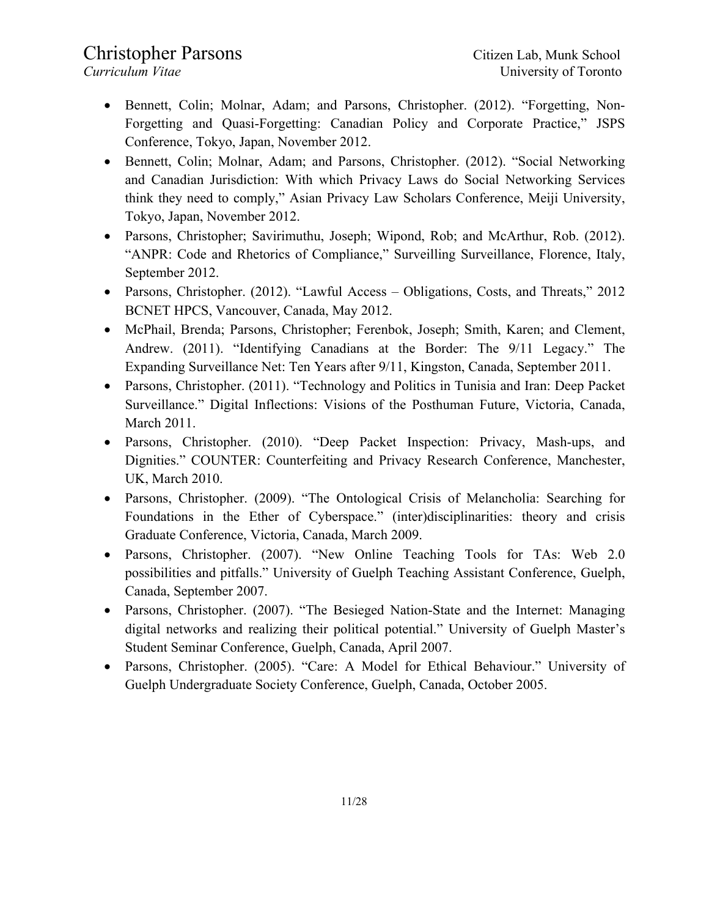- Bennett, Colin; Molnar, Adam; and Parsons, Christopher. (2012). "Forgetting, Non-Forgetting and Quasi-Forgetting: Canadian Policy and Corporate Practice," JSPS Conference, Tokyo, Japan, November 2012.
- Bennett, Colin; Molnar, Adam; and Parsons, Christopher. (2012). "Social Networking and Canadian Jurisdiction: With which Privacy Laws do Social Networking Services think they need to comply," Asian Privacy Law Scholars Conference, Meiji University, Tokyo, Japan, November 2012.
- Parsons, Christopher; Savirimuthu, Joseph; Wipond, Rob; and McArthur, Rob. (2012). "ANPR: Code and Rhetorics of Compliance," Surveilling Surveillance, Florence, Italy, September 2012.
- Parsons, Christopher. (2012). "Lawful Access – Obligations, Costs, and Threats," 2012 BCNET HPCS, Vancouver, Canada, May 2012.
- McPhail, Brenda; Parsons, Christopher; Ferenbok, Joseph; Smith, Karen; and Clement, Andrew. (2011). "Identifying Canadians at the Border: The 9/11 Legacy." The Expanding Surveillance Net: Ten Years after 9/11, Kingston, Canada, September 2011.
- Parsons, Christopher. (2011). "Technology and Politics in Tunisia and Iran: Deep Packet Surveillance." Digital Inflections: Visions of the Posthuman Future, Victoria, Canada, March 2011.
- Parsons, Christopher. (2010). "Deep Packet Inspection: Privacy, Mash-ups, and Dignities." COUNTER: Counterfeiting and Privacy Research Conference, Manchester, UK, March 2010.
- Parsons, Christopher. (2009). "The Ontological Crisis of Melancholia: Searching for Foundations in the Ether of Cyberspace." (inter)disciplinarities: theory and crisis Graduate Conference, Victoria, Canada, March 2009.
- Parsons, Christopher. (2007). "New Online Teaching Tools for TAs: Web 2.0 possibilities and pitfalls." University of Guelph Teaching Assistant Conference, Guelph, Canada, September 2007.
- Parsons, Christopher. (2007). "The Besieged Nation-State and the Internet: Managing digital networks and realizing their political potential." University of Guelph Master's Student Seminar Conference, Guelph, Canada, April 2007.
- Parsons, Christopher. (2005). "Care: A Model for Ethical Behaviour." University of Guelph Undergraduate Society Conference, Guelph, Canada, October 2005.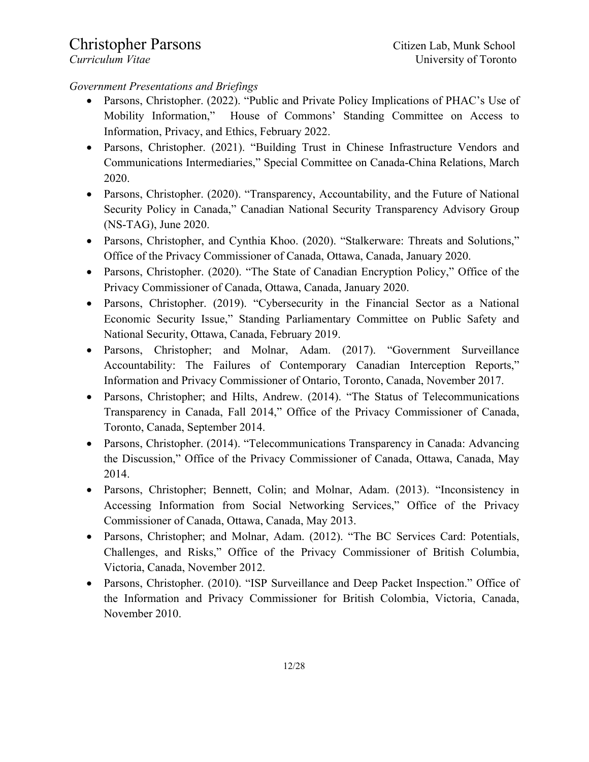*Government Presentations and Briefings*

- Parsons, Christopher. (2022). "Public and Private Policy Implications of PHAC's Use of Mobility Information," House of Commons' Standing Committee on Access to Information, Privacy, and Ethics, February 2022.
- Parsons, Christopher. (2021). "Building Trust in Chinese Infrastructure Vendors and Communications Intermediaries," Special Committee on Canada-China Relations, March 2020.
- Parsons, Christopher. (2020). "Transparency, Accountability, and the Future of National Security Policy in Canada," Canadian National Security Transparency Advisory Group (NS-TAG), June 2020.
- Parsons, Christopher, and Cynthia Khoo. (2020). "Stalkerware: Threats and Solutions," Office of the Privacy Commissioner of Canada, Ottawa, Canada, January 2020.
- Parsons, Christopher. (2020). "The State of Canadian Encryption Policy," Office of the Privacy Commissioner of Canada, Ottawa, Canada, January 2020.
- Parsons, Christopher. (2019). "Cybersecurity in the Financial Sector as a National Economic Security Issue," Standing Parliamentary Committee on Public Safety and National Security, Ottawa, Canada, February 2019.
- Parsons, Christopher; and Molnar, Adam. (2017). "Government Surveillance Accountability: The Failures of Contemporary Canadian Interception Reports," Information and Privacy Commissioner of Ontario, Toronto, Canada, November 2017.
- Parsons, Christopher; and Hilts, Andrew. (2014). "The Status of Telecommunications Transparency in Canada, Fall 2014," Office of the Privacy Commissioner of Canada, Toronto, Canada, September 2014.
- Parsons, Christopher. (2014). "Telecommunications Transparency in Canada: Advancing the Discussion," Office of the Privacy Commissioner of Canada, Ottawa, Canada, May 2014.
- Parsons, Christopher; Bennett, Colin; and Molnar, Adam. (2013). "Inconsistency in Accessing Information from Social Networking Services," Office of the Privacy Commissioner of Canada, Ottawa, Canada, May 2013.
- Parsons, Christopher; and Molnar, Adam. (2012). "The BC Services Card: Potentials, Challenges, and Risks," Office of the Privacy Commissioner of British Columbia, Victoria, Canada, November 2012.
- Parsons, Christopher. (2010). "ISP Surveillance and Deep Packet Inspection." Office of the Information and Privacy Commissioner for British Colombia, Victoria, Canada, November 2010.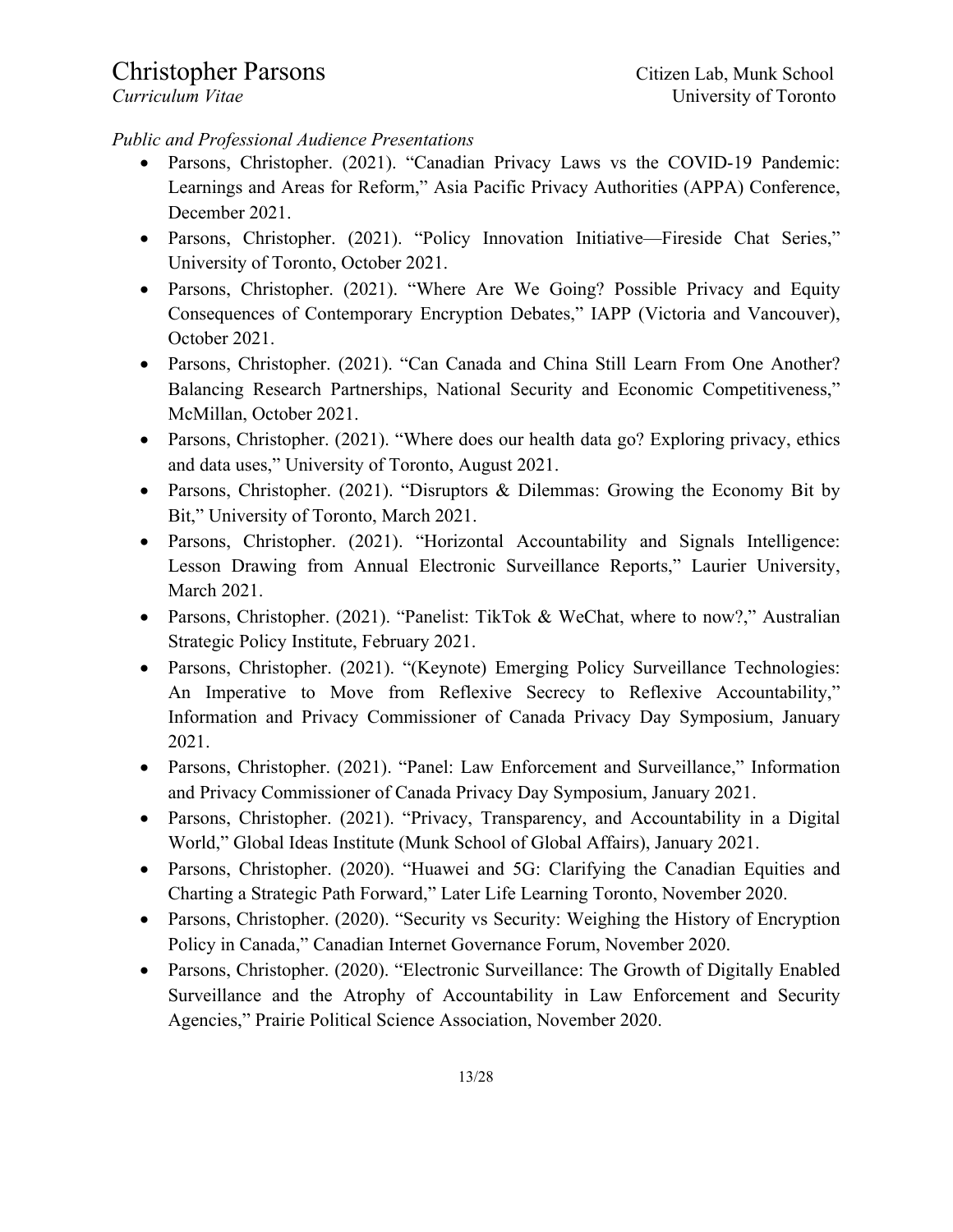*Public and Professional Audience Presentations*

- Parsons, Christopher. (2021). "Canadian Privacy Laws vs the COVID-19 Pandemic: Learnings and Areas for Reform," Asia Pacific Privacy Authorities (APPA) Conference, December 2021.
- Parsons, Christopher. (2021). "Policy Innovation Initiative—Fireside Chat Series," University of Toronto, October 2021.
- Parsons, Christopher. (2021). "Where Are We Going? Possible Privacy and Equity Consequences of Contemporary Encryption Debates," IAPP (Victoria and Vancouver), October 2021.
- Parsons, Christopher. (2021). "Can Canada and China Still Learn From One Another? Balancing Research Partnerships, National Security and Economic Competitiveness," McMillan, October 2021.
- Parsons, Christopher. (2021). "Where does our health data go? Exploring privacy, ethics and data uses," University of Toronto, August 2021.
- Parsons, Christopher. (2021). "Disruptors & Dilemmas: Growing the Economy Bit by Bit," University of Toronto, March 2021.
- Parsons, Christopher. (2021). "Horizontal Accountability and Signals Intelligence: Lesson Drawing from Annual Electronic Surveillance Reports," Laurier University, March 2021.
- Parsons, Christopher. (2021). "Panelist: TikTok & WeChat, where to now?," Australian Strategic Policy Institute, February 2021.
- Parsons, Christopher. (2021). "(Keynote) Emerging Policy Surveillance Technologies: An Imperative to Move from Reflexive Secrecy to Reflexive Accountability," Information and Privacy Commissioner of Canada Privacy Day Symposium, January 2021.
- Parsons, Christopher. (2021). "Panel: Law Enforcement and Surveillance," Information and Privacy Commissioner of Canada Privacy Day Symposium, January 2021.
- Parsons, Christopher. (2021). "Privacy, Transparency, and Accountability in a Digital World," Global Ideas Institute (Munk School of Global Affairs), January 2021.
- Parsons, Christopher. (2020). "Huawei and 5G: Clarifying the Canadian Equities and Charting a Strategic Path Forward," Later Life Learning Toronto, November 2020.
- Parsons, Christopher. (2020). "Security vs Security: Weighing the History of Encryption Policy in Canada," Canadian Internet Governance Forum, November 2020.
- Parsons, Christopher. (2020). "Electronic Surveillance: The Growth of Digitally Enabled Surveillance and the Atrophy of Accountability in Law Enforcement and Security Agencies," Prairie Political Science Association, November 2020.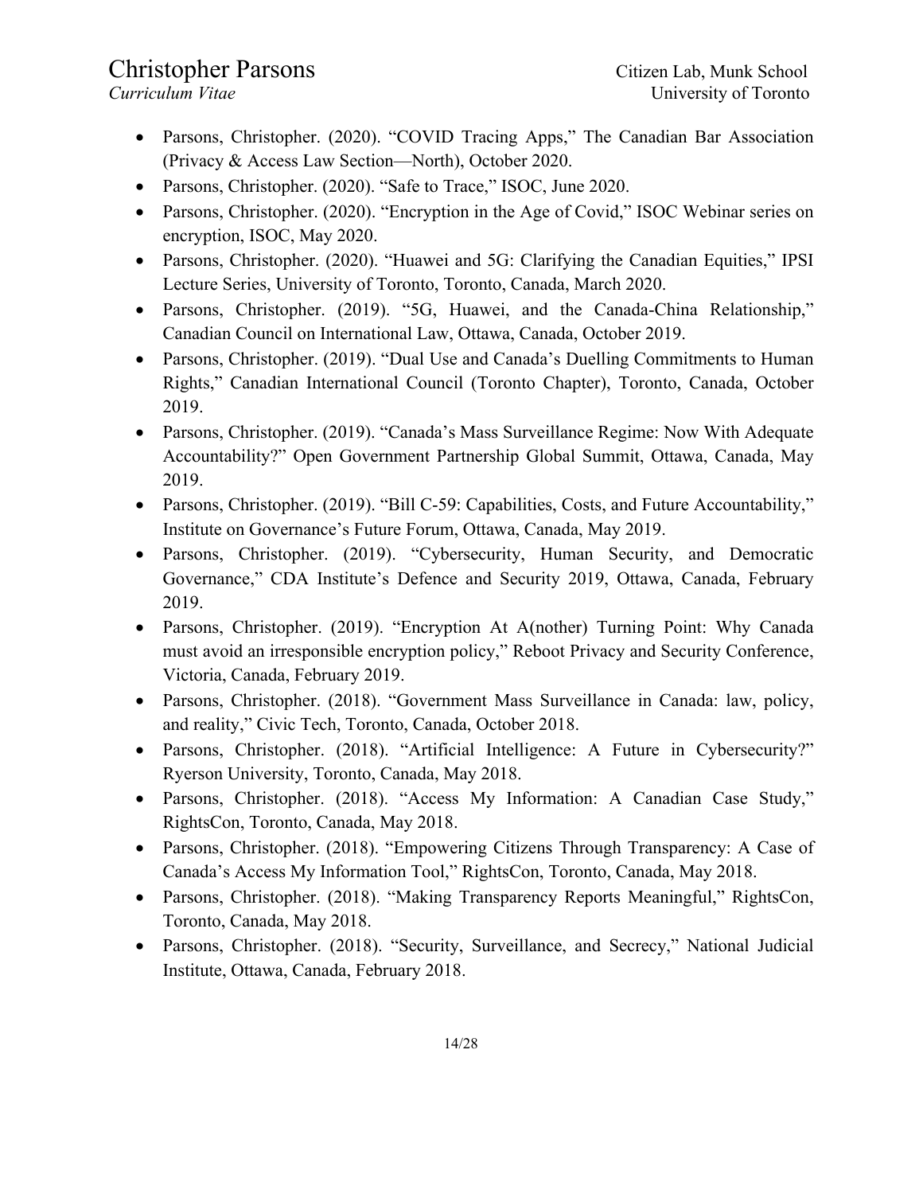- Parsons, Christopher. (2020). "COVID Tracing Apps," The Canadian Bar Association (Privacy & Access Law Section—North), October 2020.
- Parsons, Christopher. (2020). "Safe to Trace," ISOC, June 2020.
- Parsons, Christopher. (2020). "Encryption in the Age of Covid," ISOC Webinar series on encryption, ISOC, May 2020.
- Parsons, Christopher. (2020). "Huawei and 5G: Clarifying the Canadian Equities," IPSI Lecture Series, University of Toronto, Toronto, Canada, March 2020.
- Parsons, Christopher. (2019). "5G, Huawei, and the Canada-China Relationship," Canadian Council on International Law, Ottawa, Canada, October 2019.
- Parsons, Christopher. (2019). "Dual Use and Canada's Duelling Commitments to Human Rights," Canadian International Council (Toronto Chapter), Toronto, Canada, October 2019.
- Parsons, Christopher. (2019). "Canada's Mass Surveillance Regime: Now With Adequate Accountability?" Open Government Partnership Global Summit, Ottawa, Canada, May 2019.
- Parsons, Christopher. (2019). "Bill C-59: Capabilities, Costs, and Future Accountability," Institute on Governance's Future Forum, Ottawa, Canada, May 2019.
- Parsons, Christopher. (2019). "Cybersecurity, Human Security, and Democratic Governance," CDA Institute's Defence and Security 2019, Ottawa, Canada, February 2019.
- Parsons, Christopher. (2019). "Encryption At A(nother) Turning Point: Why Canada must avoid an irresponsible encryption policy," Reboot Privacy and Security Conference, Victoria, Canada, February 2019.
- Parsons, Christopher. (2018). "Government Mass Surveillance in Canada: law, policy, and reality," Civic Tech, Toronto, Canada, October 2018.
- Parsons, Christopher. (2018). "Artificial Intelligence: A Future in Cybersecurity?" Ryerson University, Toronto, Canada, May 2018.
- Parsons, Christopher. (2018). "Access My Information: A Canadian Case Study," RightsCon, Toronto, Canada, May 2018.
- Parsons, Christopher. (2018). "Empowering Citizens Through Transparency: A Case of Canada's Access My Information Tool," RightsCon, Toronto, Canada, May 2018.
- Parsons, Christopher. (2018). "Making Transparency Reports Meaningful," RightsCon, Toronto, Canada, May 2018.
- Parsons, Christopher. (2018). "Security, Surveillance, and Secrecy," National Judicial Institute, Ottawa, Canada, February 2018.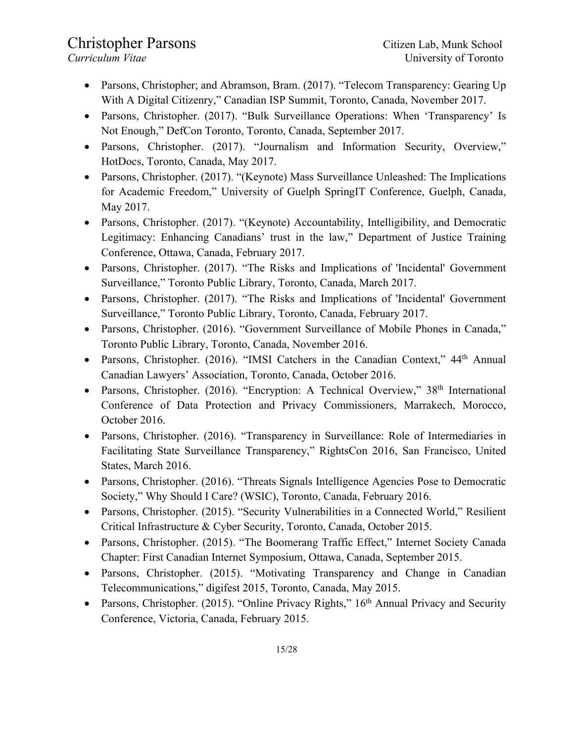- Parsons, Christopher; and Abramson, Bram. (2017). "Telecom Transparency: Gearing Up With A Digital Citizenry," Canadian ISP Summit, Toronto, Canada, November 2017.
- Parsons, Christopher. (2017). "Bulk Surveillance Operations: When 'Transparency' Is Not Enough," DefCon Toronto, Toronto, Canada, September 2017.
- Parsons, Christopher. (2017). "Journalism and Information Security, Overview," HotDocs, Toronto, Canada, May 2017.
- Parsons, Christopher. (2017). "(Keynote) Mass Surveillance Unleashed: The Implications for Academic Freedom," University of Guelph SpringIT Conference, Guelph, Canada, May 2017.
- Parsons, Christopher. (2017). "(Keynote) Accountability, Intelligibility, and Democratic Legitimacy: Enhancing Canadians' trust in the law," Department of Justice Training Conference, Ottawa, Canada, February 2017.
- Parsons, Christopher. (2017). "The Risks and Implications of 'Incidental' Government Surveillance," Toronto Public Library, Toronto, Canada, March 2017.
- Parsons, Christopher. (2017). "The Risks and Implications of 'Incidental' Government Surveillance," Toronto Public Library, Toronto, Canada, February 2017.
- Parsons, Christopher. (2016). "Government Surveillance of Mobile Phones in Canada," Toronto Public Library, Toronto, Canada, November 2016.
- Parsons, Christopher. (2016). "IMSI Catchers in the Canadian Context," 44th Annual Canadian Lawyers' Association, Toronto, Canada, October 2016.
- Parsons, Christopher. (2016). "Encryption: A Technical Overview," 38th International Conference of Data Protection and Privacy Commissioners, Marrakech, Morocco, October 2016.
- Parsons, Christopher. (2016). "Transparency in Surveillance: Role of Intermediaries in Facilitating State Surveillance Transparency," RightsCon 2016, San Francisco, United States, March 2016.
- Parsons, Christopher. (2016). "Threats Signals Intelligence Agencies Pose to Democratic Society," Why Should I Care? (WSIC), Toronto, Canada, February 2016.
- Parsons, Christopher. (2015). "Security Vulnerabilities in a Connected World," Resilient Critical Infrastructure & Cyber Security, Toronto, Canada, October 2015.
- Parsons, Christopher. (2015). "The Boomerang Traffic Effect," Internet Society Canada Chapter: First Canadian Internet Symposium, Ottawa, Canada, September 2015.
- Parsons, Christopher. (2015). "Motivating Transparency and Change in Canadian Telecommunications," digifest 2015, Toronto, Canada, May 2015.
- Parsons, Christopher. (2015). "Online Privacy Rights," 16th Annual Privacy and Security Conference, Victoria, Canada, February 2015.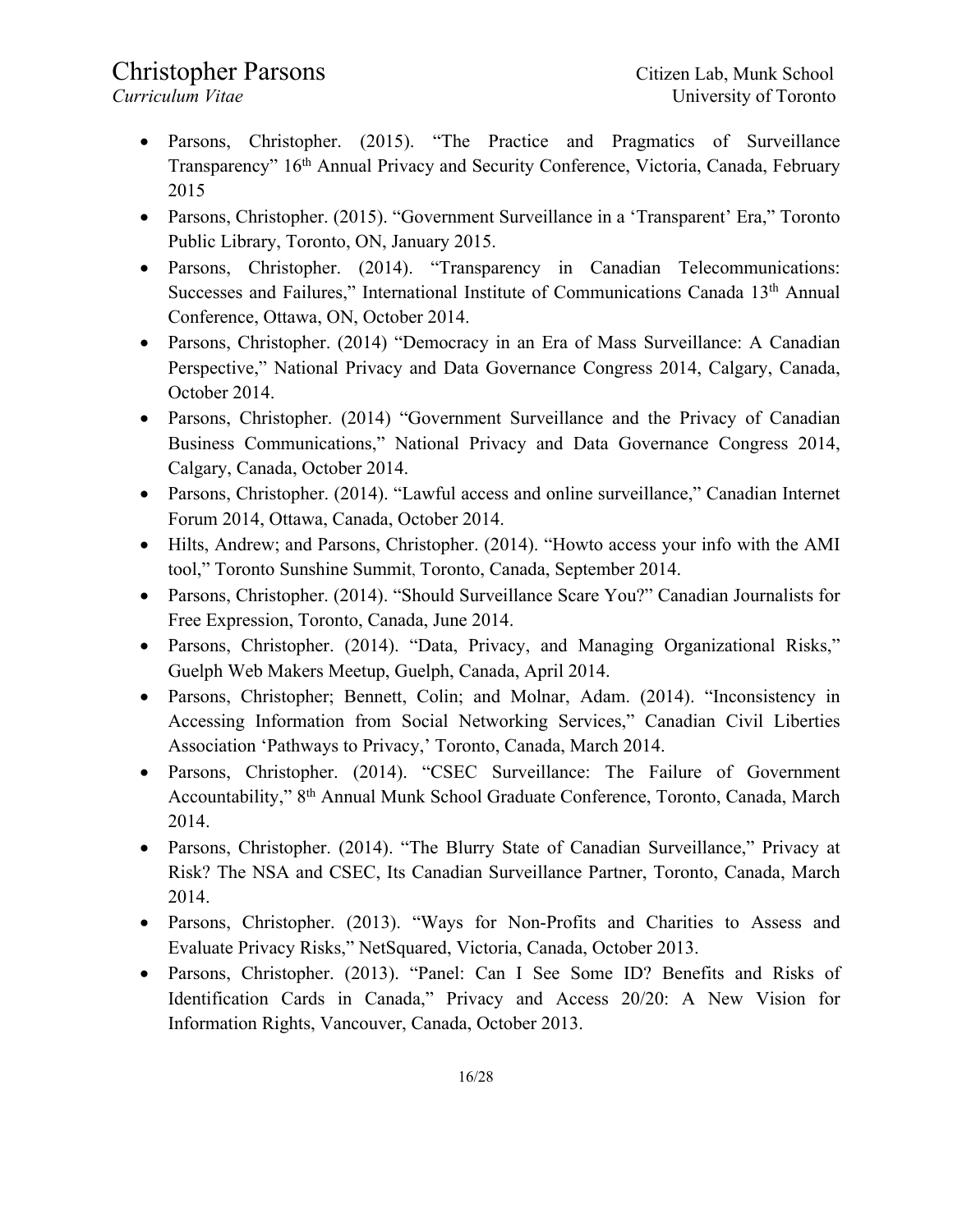- Parsons, Christopher. (2015). "The Practice and Pragmatics of Surveillance Transparency" 16th Annual Privacy and Security Conference, Victoria, Canada, February 2015
- Parsons, Christopher. (2015). "Government Surveillance in a 'Transparent' Era," Toronto Public Library, Toronto, ON, January 2015.
- Parsons, Christopher. (2014). "Transparency in Canadian Telecommunications: Successes and Failures," International Institute of Communications Canada 13th Annual Conference, Ottawa, ON, October 2014.
- Parsons, Christopher. (2014) "Democracy in an Era of Mass Surveillance: A Canadian Perspective," National Privacy and Data Governance Congress 2014, Calgary, Canada, October 2014.
- Parsons, Christopher. (2014) "Government Surveillance and the Privacy of Canadian Business Communications," National Privacy and Data Governance Congress 2014, Calgary, Canada, October 2014.
- Parsons, Christopher. (2014). "Lawful access and online surveillance," Canadian Internet Forum 2014, Ottawa, Canada, October 2014.
- Hilts, Andrew; and Parsons, Christopher. (2014). "Howto access your info with the AMI tool," Toronto Sunshine Summit, Toronto, Canada, September 2014.
- Parsons, Christopher. (2014). "Should Surveillance Scare You?" Canadian Journalists for Free Expression, Toronto, Canada, June 2014.
- Parsons, Christopher. (2014). "Data, Privacy, and Managing Organizational Risks," Guelph Web Makers Meetup, Guelph, Canada, April 2014.
- Parsons, Christopher; Bennett, Colin; and Molnar, Adam. (2014). "Inconsistency in Accessing Information from Social Networking Services," Canadian Civil Liberties Association 'Pathways to Privacy,' Toronto, Canada, March 2014.
- Parsons, Christopher. (2014). "CSEC Surveillance: The Failure of Government Accountability," 8th Annual Munk School Graduate Conference, Toronto, Canada, March 2014.
- Parsons, Christopher. (2014). "The Blurry State of Canadian Surveillance," Privacy at Risk? The NSA and CSEC, Its Canadian Surveillance Partner, Toronto, Canada, March 2014.
- Parsons, Christopher. (2013). "Ways for Non-Profits and Charities to Assess and Evaluate Privacy Risks," NetSquared, Victoria, Canada, October 2013.
- Parsons, Christopher. (2013). "Panel: Can I See Some ID? Benefits and Risks of Identification Cards in Canada," Privacy and Access 20/20: A New Vision for Information Rights, Vancouver, Canada, October 2013.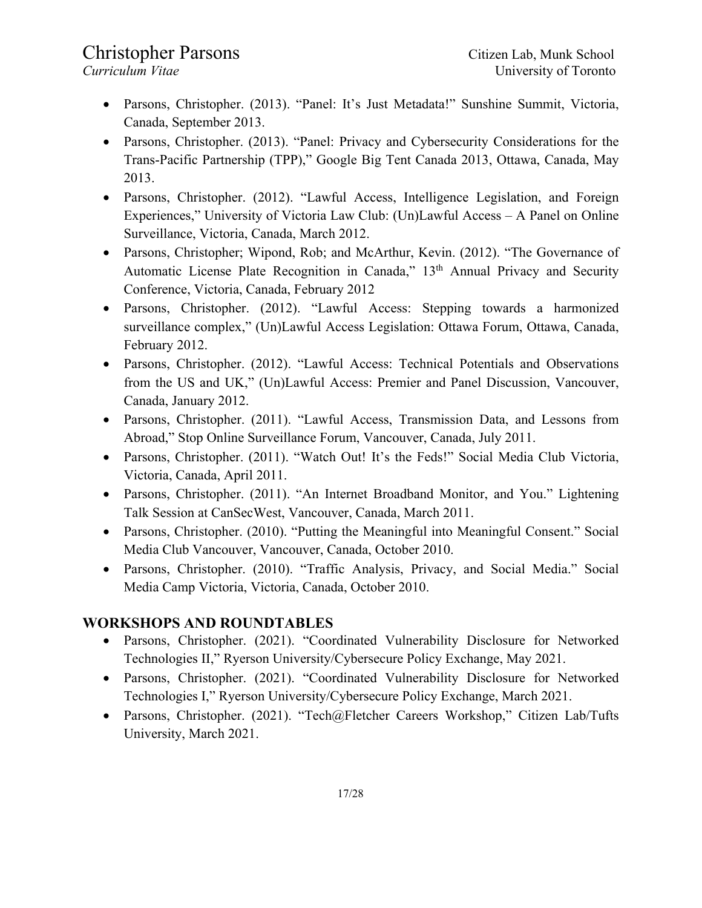- Parsons, Christopher. (2013). "Panel: It's Just Metadata!" Sunshine Summit, Victoria, Canada, September 2013.
- Parsons, Christopher. (2013). "Panel: Privacy and Cybersecurity Considerations for the Trans-Pacific Partnership (TPP)," Google Big Tent Canada 2013, Ottawa, Canada, May 2013.
- Parsons, Christopher. (2012). "Lawful Access, Intelligence Legislation, and Foreign Experiences," University of Victoria Law Club: (Un)Lawful Access – A Panel on Online Surveillance, Victoria, Canada, March 2012.
- Parsons, Christopher; Wipond, Rob; and McArthur, Kevin. (2012). "The Governance of Automatic License Plate Recognition in Canada," 13th Annual Privacy and Security Conference, Victoria, Canada, February 2012
- Parsons, Christopher. (2012). "Lawful Access: Stepping towards a harmonized surveillance complex," (Un)Lawful Access Legislation: Ottawa Forum, Ottawa, Canada, February 2012.
- Parsons, Christopher. (2012). "Lawful Access: Technical Potentials and Observations from the US and UK," (Un)Lawful Access: Premier and Panel Discussion, Vancouver, Canada, January 2012.
- Parsons, Christopher. (2011). "Lawful Access, Transmission Data, and Lessons from Abroad," Stop Online Surveillance Forum, Vancouver, Canada, July 2011.
- Parsons, Christopher. (2011). "Watch Out! It's the Feds!" Social Media Club Victoria, Victoria, Canada, April 2011.
- Parsons, Christopher. (2011). "An Internet Broadband Monitor, and You." Lightening Talk Session at CanSecWest, Vancouver, Canada, March 2011.
- Parsons, Christopher. (2010). "Putting the Meaningful into Meaningful Consent." Social Media Club Vancouver, Vancouver, Canada, October 2010.
- Parsons, Christopher. (2010). "Traffic Analysis, Privacy, and Social Media." Social Media Camp Victoria, Victoria, Canada, October 2010.

## WORKSHOPS AND ROUNDTABLES

- Parsons, Christopher. (2021). "Coordinated Vulnerability Disclosure for Networked Technologies II," Ryerson University/Cybersecure Policy Exchange, May 2021.
- Parsons, Christopher. (2021). "Coordinated Vulnerability Disclosure for Networked Technologies I," Ryerson University/Cybersecure Policy Exchange, March 2021.
- Parsons, Christopher. (2021). "Tech@Fletcher Careers Workshop," Citizen Lab/Tufts University, March 2021.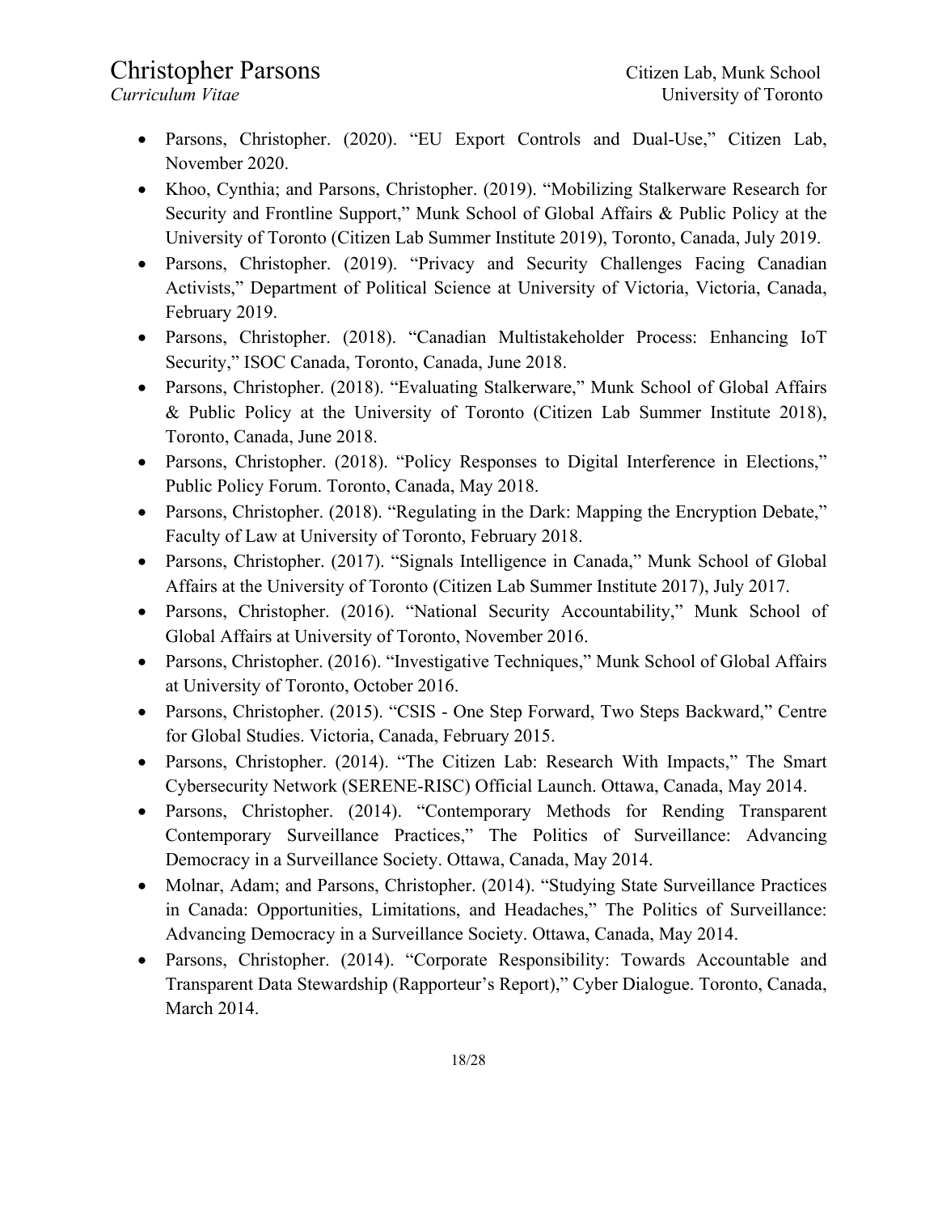- Parsons, Christopher. (2020). "EU Export Controls and Dual-Use," Citizen Lab, November 2020.
- Khoo, Cynthia; and Parsons, Christopher. (2019). "Mobilizing Stalkerware Research for Security and Frontline Support," Munk School of Global Affairs & Public Policy at the University of Toronto (Citizen Lab Summer Institute 2019), Toronto, Canada, July 2019.
- Parsons, Christopher. (2019). "Privacy and Security Challenges Facing Canadian Activists," Department of Political Science at University of Victoria, Victoria, Canada, February 2019.
- Parsons, Christopher. (2018). "Canadian Multistakeholder Process: Enhancing IoT Security," ISOC Canada, Toronto, Canada, June 2018.
- Parsons, Christopher. (2018). "Evaluating Stalkerware," Munk School of Global Affairs & Public Policy at the University of Toronto (Citizen Lab Summer Institute 2018), Toronto, Canada, June 2018.
- Parsons, Christopher. (2018). "Policy Responses to Digital Interference in Elections," Public Policy Forum. Toronto, Canada, May 2018.
- Parsons, Christopher. (2018). "Regulating in the Dark: Mapping the Encryption Debate," Faculty of Law at University of Toronto, February 2018.
- Parsons, Christopher. (2017). "Signals Intelligence in Canada," Munk School of Global Affairs at the University of Toronto (Citizen Lab Summer Institute 2017), July 2017.
- Parsons, Christopher. (2016). "National Security Accountability," Munk School of Global Affairs at University of Toronto, November 2016.
- Parsons, Christopher. (2016). "Investigative Techniques," Munk School of Global Affairs at University of Toronto, October 2016.
- Parsons, Christopher. (2015). "CSIS - One Step Forward, Two Steps Backward," Centre for Global Studies. Victoria, Canada, February 2015.
- Parsons, Christopher. (2014). "The Citizen Lab: Research With Impacts," The Smart Cybersecurity Network (SERENE-RISC) Official Launch. Ottawa, Canada, May 2014.
- Parsons, Christopher. (2014). "Contemporary Methods for Rending Transparent Contemporary Surveillance Practices," The Politics of Surveillance: Advancing Democracy in a Surveillance Society. Ottawa, Canada, May 2014.
- Molnar, Adam; and Parsons, Christopher. (2014). "Studying State Surveillance Practices in Canada: Opportunities, Limitations, and Headaches," The Politics of Surveillance: Advancing Democracy in a Surveillance Society. Ottawa, Canada, May 2014.
- Parsons, Christopher. (2014). "Corporate Responsibility: Towards Accountable and Transparent Data Stewardship (Rapporteur's Report)," Cyber Dialogue. Toronto, Canada, March 2014.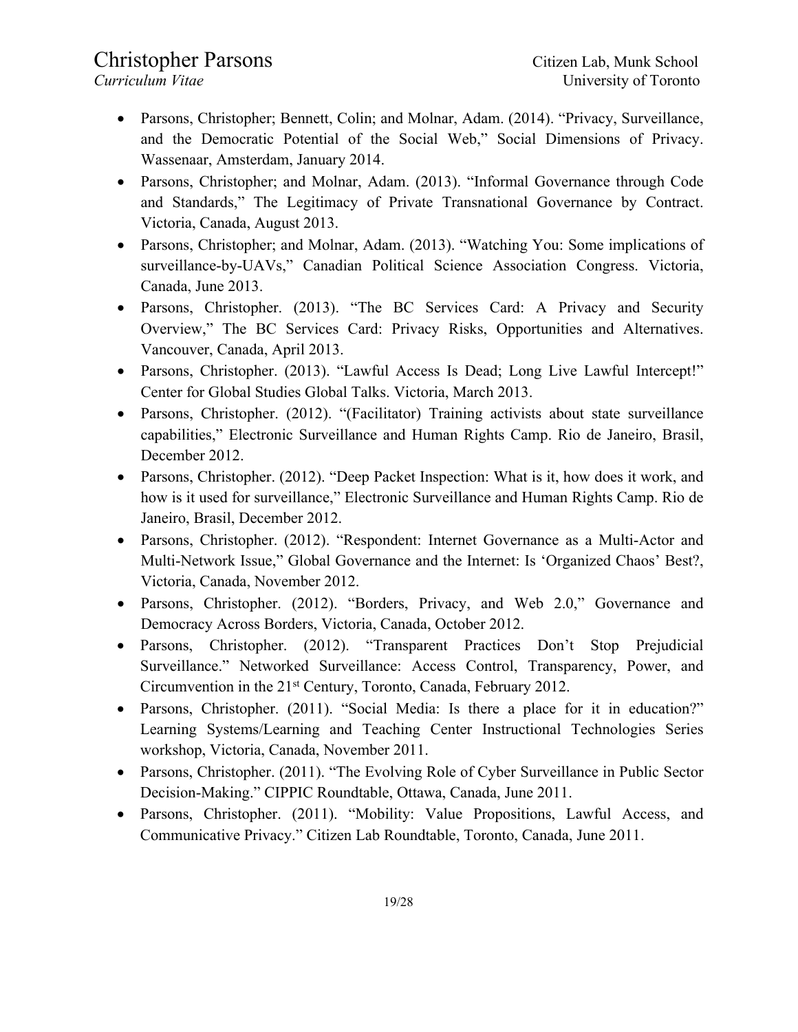- Parsons, Christopher; Bennett, Colin; and Molnar, Adam. (2014). "Privacy, Surveillance, and the Democratic Potential of the Social Web," Social Dimensions of Privacy. Wassenaar, Amsterdam, January 2014.
- Parsons, Christopher; and Molnar, Adam. (2013). "Informal Governance through Code and Standards," The Legitimacy of Private Transnational Governance by Contract. Victoria, Canada, August 2013.
- Parsons, Christopher; and Molnar, Adam. (2013). "Watching You: Some implications of surveillance-by-UAVs," Canadian Political Science Association Congress. Victoria, Canada, June 2013.
- Parsons, Christopher. (2013). "The BC Services Card: A Privacy and Security Overview," The BC Services Card: Privacy Risks, Opportunities and Alternatives. Vancouver, Canada, April 2013.
- Parsons, Christopher. (2013). "Lawful Access Is Dead; Long Live Lawful Intercept!" Center for Global Studies Global Talks. Victoria, March 2013.
- Parsons, Christopher. (2012). "(Facilitator) Training activists about state surveillance capabilities," Electronic Surveillance and Human Rights Camp. Rio de Janeiro, Brasil, December 2012.
- Parsons, Christopher. (2012). "Deep Packet Inspection: What is it, how does it work, and how is it used for surveillance," Electronic Surveillance and Human Rights Camp. Rio de Janeiro, Brasil, December 2012.
- Parsons, Christopher. (2012). "Respondent: Internet Governance as a Multi-Actor and Multi-Network Issue," Global Governance and the Internet: Is 'Organized Chaos' Best?, Victoria, Canada, November 2012.
- Parsons, Christopher. (2012). "Borders, Privacy, and Web 2.0," Governance and Democracy Across Borders, Victoria, Canada, October 2012.
- Parsons, Christopher. (2012). "Transparent Practices Don't Stop Prejudicial Surveillance." Networked Surveillance: Access Control, Transparency, Power, and Circumvention in the 21st Century, Toronto, Canada, February 2012.
- Parsons, Christopher. (2011). "Social Media: Is there a place for it in education?" Learning Systems/Learning and Teaching Center Instructional Technologies Series workshop, Victoria, Canada, November 2011.
- Parsons, Christopher. (2011). "The Evolving Role of Cyber Surveillance in Public Sector Decision-Making." CIPPIC Roundtable, Ottawa, Canada, June 2011.
- Parsons, Christopher. (2011). "Mobility: Value Propositions, Lawful Access, and Communicative Privacy." Citizen Lab Roundtable, Toronto, Canada, June 2011.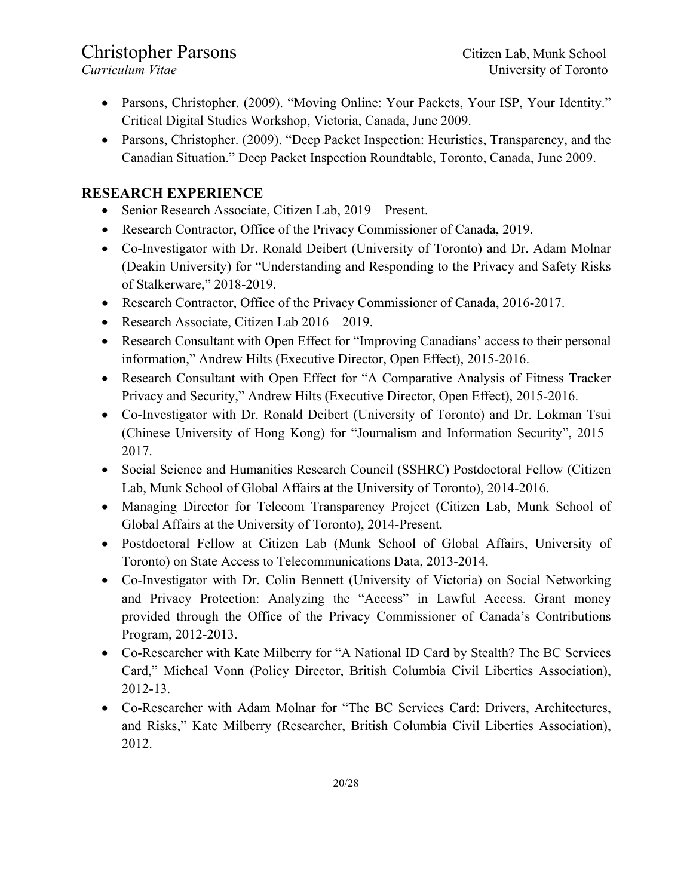- Parsons, Christopher. (2009). "Moving Online: Your Packets, Your ISP, Your Identity." Critical Digital Studies Workshop, Victoria, Canada, June 2009.
- Parsons, Christopher. (2009). "Deep Packet Inspection: Heuristics, Transparency, and the Canadian Situation." Deep Packet Inspection Roundtable, Toronto, Canada, June 2009.

## RESEARCH EXPERIENCE

- Senior Research Associate, Citizen Lab, 2019 – Present.
- Research Contractor, Office of the Privacy Commissioner of Canada, 2019.
- Co-Investigator with Dr. Ronald Deibert (University of Toronto) and Dr. Adam Molnar (Deakin University) for "Understanding and Responding to the Privacy and Safety Risks of Stalkerware," 2018-2019.
- Research Contractor, Office of the Privacy Commissioner of Canada, 2016-2017.
- Research Associate, Citizen Lab 2016 – 2019.
- Research Consultant with Open Effect for "Improving Canadians' access to their personal information," Andrew Hilts (Executive Director, Open Effect), 2015-2016.
- Research Consultant with Open Effect for "A Comparative Analysis of Fitness Tracker Privacy and Security," Andrew Hilts (Executive Director, Open Effect), 2015-2016.
- Co-Investigator with Dr. Ronald Deibert (University of Toronto) and Dr. Lokman Tsui (Chinese University of Hong Kong) for "Journalism and Information Security", 2015–2017.
- Social Science and Humanities Research Council (SSHRC) Postdoctoral Fellow (Citizen Lab, Munk School of Global Affairs at the University of Toronto), 2014-2016.
- Managing Director for Telecom Transparency Project (Citizen Lab, Munk School of Global Affairs at the University of Toronto), 2014-Present.
- Postdoctoral Fellow at Citizen Lab (Munk School of Global Affairs, University of Toronto) on State Access to Telecommunications Data, 2013-2014.
- Co-Investigator with Dr. Colin Bennett (University of Victoria) on Social Networking and Privacy Protection: Analyzing the "Access" in Lawful Access. Grant money provided through the Office of the Privacy Commissioner of Canada's Contributions Program, 2012-2013.
- Co-Researcher with Kate Milberry for "A National ID Card by Stealth? The BC Services Card," Micheal Vonn (Policy Director, British Columbia Civil Liberties Association), 2012-13.
- Co-Researcher with Adam Molnar for "The BC Services Card: Drivers, Architectures, and Risks," Kate Milberry (Researcher, British Columbia Civil Liberties Association), 2012.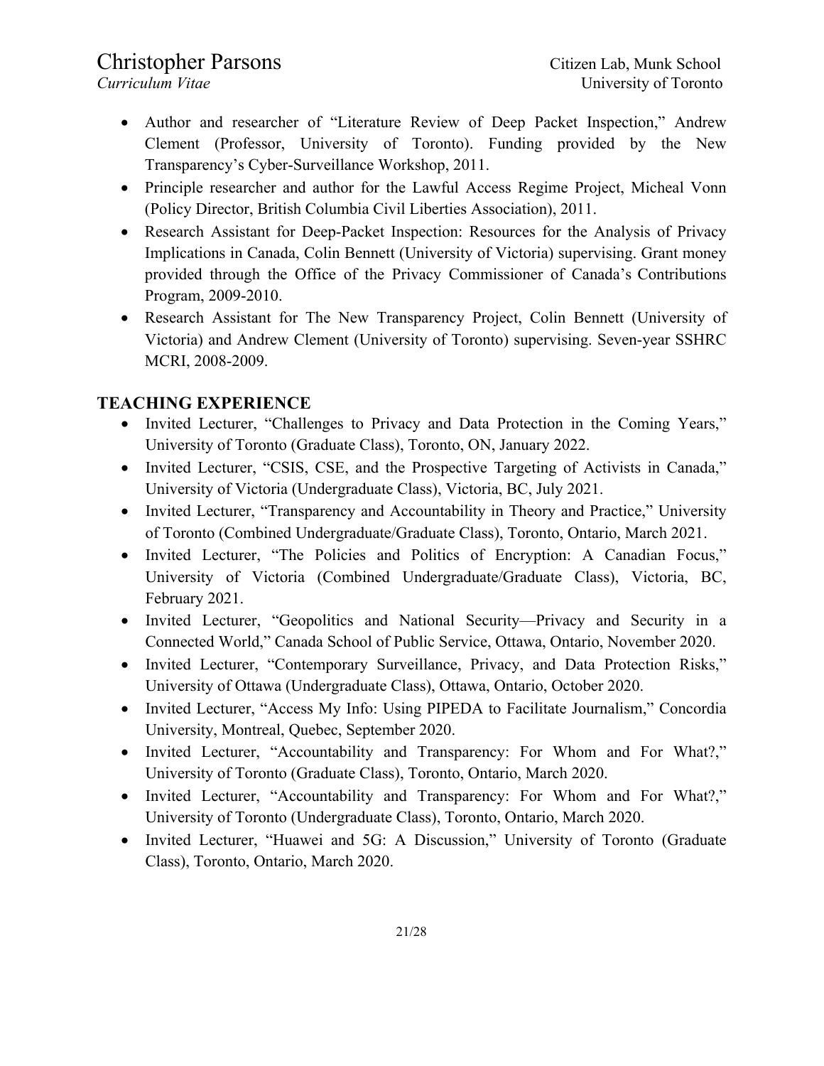- Author and researcher of "Literature Review of Deep Packet Inspection," Andrew Clement (Professor, University of Toronto). Funding provided by the New Transparency's Cyber-Surveillance Workshop, 2011.
- Principle researcher and author for the Lawful Access Regime Project, Micheal Vonn (Policy Director, British Columbia Civil Liberties Association), 2011.
- Research Assistant for Deep-Packet Inspection: Resources for the Analysis of Privacy Implications in Canada, Colin Bennett (University of Victoria) supervising. Grant money provided through the Office of the Privacy Commissioner of Canada's Contributions Program, 2009-2010.
- Research Assistant for The New Transparency Project, Colin Bennett (University of Victoria) and Andrew Clement (University of Toronto) supervising. Seven-year SSHRC MCRI, 2008-2009.

## TEACHING EXPERIENCE

- Invited Lecturer, "Challenges to Privacy and Data Protection in the Coming Years," University of Toronto (Graduate Class), Toronto, ON, January 2022.
- Invited Lecturer, "CSIS, CSE, and the Prospective Targeting of Activists in Canada," University of Victoria (Undergraduate Class), Victoria, BC, July 2021.
- Invited Lecturer, "Transparency and Accountability in Theory and Practice," University of Toronto (Combined Undergraduate/Graduate Class), Toronto, Ontario, March 2021.
- Invited Lecturer, "The Policies and Politics of Encryption: A Canadian Focus," University of Victoria (Combined Undergraduate/Graduate Class), Victoria, BC, February 2021.
- Invited Lecturer, "Geopolitics and National Security—Privacy and Security in a Connected World," Canada School of Public Service, Ottawa, Ontario, November 2020.
- Invited Lecturer, "Contemporary Surveillance, Privacy, and Data Protection Risks," University of Ottawa (Undergraduate Class), Ottawa, Ontario, October 2020.
- Invited Lecturer, "Access My Info: Using PIPEDA to Facilitate Journalism," Concordia University, Montreal, Quebec, September 2020.
- Invited Lecturer, "Accountability and Transparency: For Whom and For What?," University of Toronto (Graduate Class), Toronto, Ontario, March 2020.
- Invited Lecturer, "Accountability and Transparency: For Whom and For What?," University of Toronto (Undergraduate Class), Toronto, Ontario, March 2020.
- Invited Lecturer, "Huawei and 5G: A Discussion," University of Toronto (Graduate Class), Toronto, Ontario, March 2020.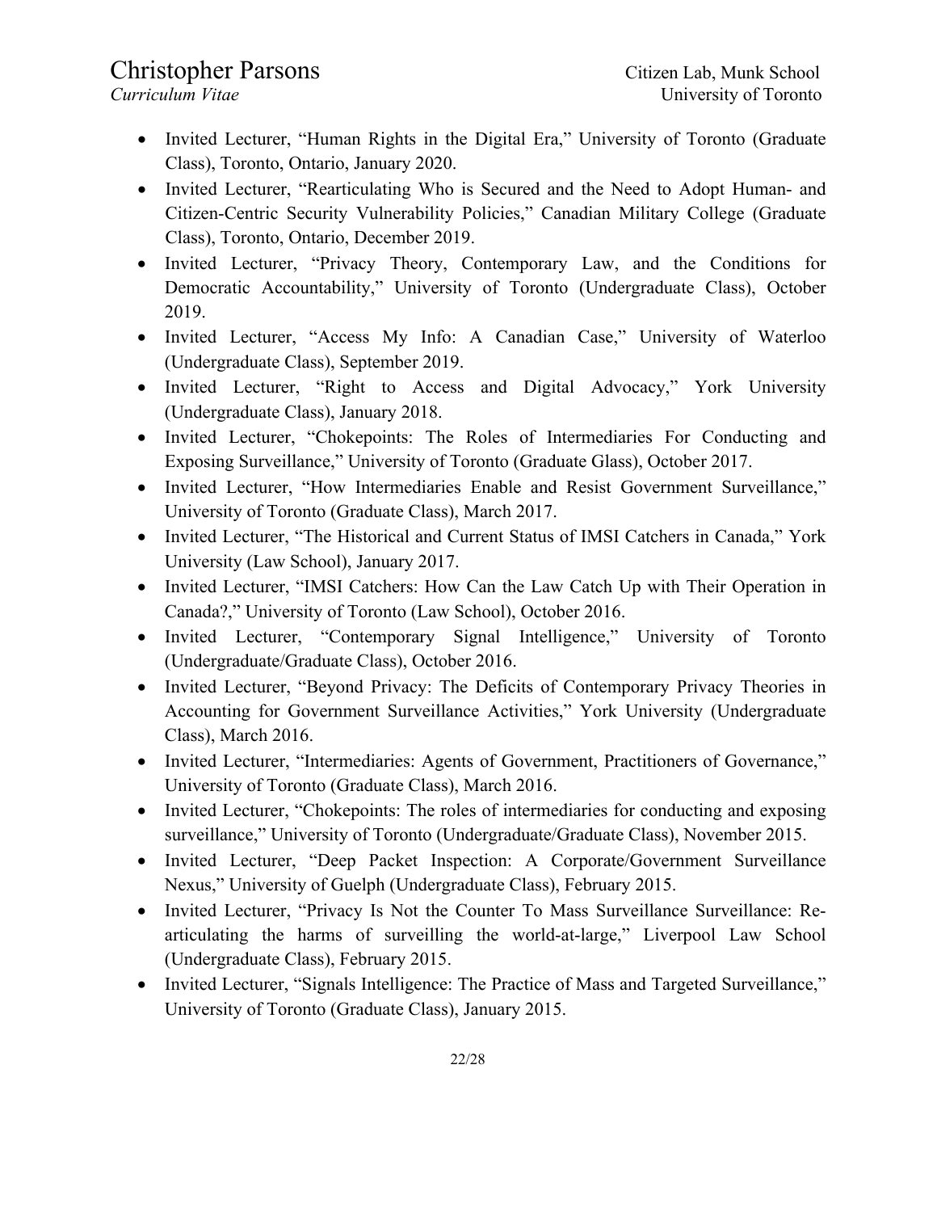- Invited Lecturer, "Human Rights in the Digital Era," University of Toronto (Graduate Class), Toronto, Ontario, January 2020.
- Invited Lecturer, "Rearticulating Who is Secured and the Need to Adopt Human- and Citizen-Centric Security Vulnerability Policies," Canadian Military College (Graduate Class), Toronto, Ontario, December 2019.
- Invited Lecturer, "Privacy Theory, Contemporary Law, and the Conditions for Democratic Accountability," University of Toronto (Undergraduate Class), October 2019.
- Invited Lecturer, "Access My Info: A Canadian Case," University of Waterloo (Undergraduate Class), September 2019.
- Invited Lecturer, "Right to Access and Digital Advocacy," York University (Undergraduate Class), January 2018.
- Invited Lecturer, "Chokepoints: The Roles of Intermediaries For Conducting and Exposing Surveillance," University of Toronto (Graduate Glass), October 2017.
- Invited Lecturer, "How Intermediaries Enable and Resist Government Surveillance," University of Toronto (Graduate Class), March 2017.
- Invited Lecturer, "The Historical and Current Status of IMSI Catchers in Canada," York University (Law School), January 2017.
- Invited Lecturer, "IMSI Catchers: How Can the Law Catch Up with Their Operation in Canada?," University of Toronto (Law School), October 2016.
- Invited Lecturer, "Contemporary Signal Intelligence," University of Toronto (Undergraduate/Graduate Class), October 2016.
- Invited Lecturer, "Beyond Privacy: The Deficits of Contemporary Privacy Theories in Accounting for Government Surveillance Activities," York University (Undergraduate Class), March 2016.
- Invited Lecturer, "Intermediaries: Agents of Government, Practitioners of Governance," University of Toronto (Graduate Class), March 2016.
- Invited Lecturer, "Chokepoints: The roles of intermediaries for conducting and exposing surveillance," University of Toronto (Undergraduate/Graduate Class), November 2015.
- Invited Lecturer, "Deep Packet Inspection: A Corporate/Government Surveillance Nexus," University of Guelph (Undergraduate Class), February 2015.
- Invited Lecturer, "Privacy Is Not the Counter To Mass Surveillance Surveillance: Re-articulating the harms of surveilling the world-at-large," Liverpool Law School (Undergraduate Class), February 2015.
- Invited Lecturer, "Signals Intelligence: The Practice of Mass and Targeted Surveillance," University of Toronto (Graduate Class), January 2015.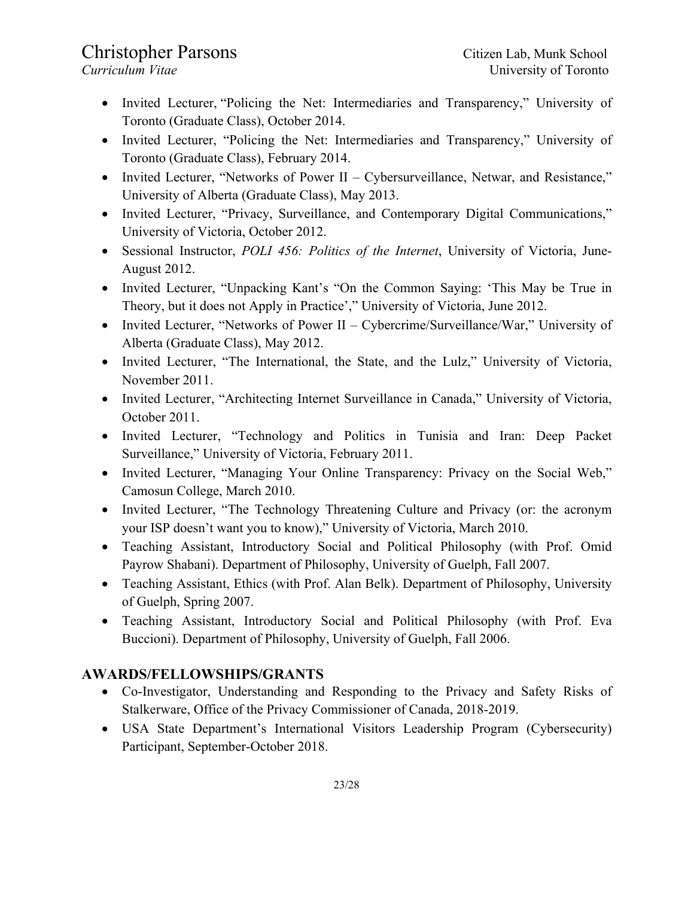- Invited Lecturer, "Policing the Net: Intermediaries and Transparency," University of Toronto (Graduate Class), October 2014.
- Invited Lecturer, "Policing the Net: Intermediaries and Transparency," University of Toronto (Graduate Class), February 2014.
- Invited Lecturer, "Networks of Power II – Cybersurveillance, Netwar, and Resistance," University of Alberta (Graduate Class), May 2013.
- Invited Lecturer, "Privacy, Surveillance, and Contemporary Digital Communications," University of Victoria, October 2012.
- Sessional Instructor, *POLI 456: Politics of the Internet*, University of Victoria, June-August 2012.
- Invited Lecturer, "Unpacking Kant's "On the Common Saying: 'This May be True in Theory, but it does not Apply in Practice'," University of Victoria, June 2012.
- Invited Lecturer, "Networks of Power II – Cybercrime/Surveillance/War," University of Alberta (Graduate Class), May 2012.
- Invited Lecturer, "The International, the State, and the Lulz," University of Victoria, November 2011.
- Invited Lecturer, "Architecting Internet Surveillance in Canada," University of Victoria, October 2011.
- Invited Lecturer, "Technology and Politics in Tunisia and Iran: Deep Packet Surveillance," University of Victoria, February 2011.
- Invited Lecturer, "Managing Your Online Transparency: Privacy on the Social Web," Camosun College, March 2010.
- Invited Lecturer, "The Technology Threatening Culture and Privacy (or: the acronym your ISP doesn't want you to know)," University of Victoria, March 2010.
- Teaching Assistant, Introductory Social and Political Philosophy (with Prof. Omid Payrow Shabani). Department of Philosophy, University of Guelph, Fall 2007.
- Teaching Assistant, Ethics (with Prof. Alan Belk). Department of Philosophy, University of Guelph, Spring 2007.
- Teaching Assistant, Introductory Social and Political Philosophy (with Prof. Eva Buccioni). Department of Philosophy, University of Guelph, Fall 2006.

## AWARDS/FELLOWSHIPS/GRANTS

- Co-Investigator, Understanding and Responding to the Privacy and Safety Risks of Stalkerware, Office of the Privacy Commissioner of Canada, 2018-2019.
- USA State Department's International Visitors Leadership Program (Cybersecurity) Participant, September-October 2018.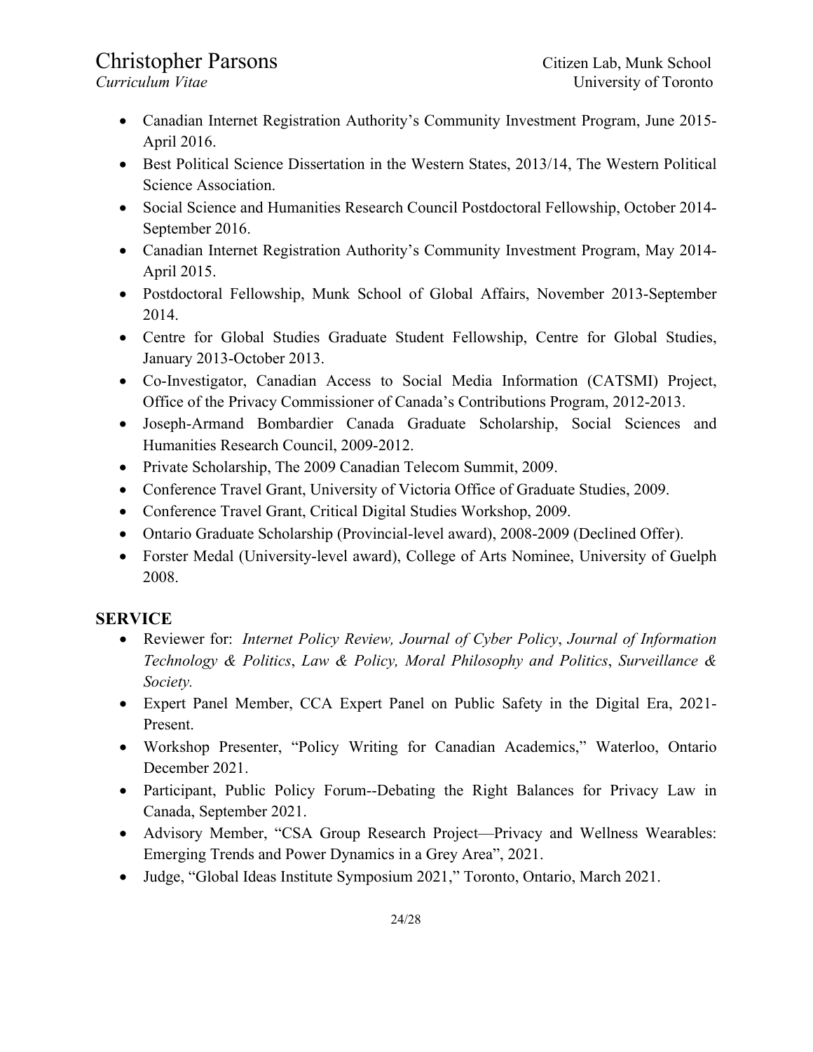- Canadian Internet Registration Authority's Community Investment Program, June 2015-April 2016.
- Best Political Science Dissertation in the Western States, 2013/14, The Western Political Science Association.
- Social Science and Humanities Research Council Postdoctoral Fellowship, October 2014-September 2016.
- Canadian Internet Registration Authority's Community Investment Program, May 2014-April 2015.
- Postdoctoral Fellowship, Munk School of Global Affairs, November 2013-September 2014.
- Centre for Global Studies Graduate Student Fellowship, Centre for Global Studies, January 2013-October 2013.
- Co-Investigator, Canadian Access to Social Media Information (CATSMI) Project, Office of the Privacy Commissioner of Canada's Contributions Program, 2012-2013.
- Joseph-Armand Bombardier Canada Graduate Scholarship, Social Sciences and Humanities Research Council, 2009-2012.
- Private Scholarship, The 2009 Canadian Telecom Summit, 2009.
- Conference Travel Grant, University of Victoria Office of Graduate Studies, 2009.
- Conference Travel Grant, Critical Digital Studies Workshop, 2009.
- Ontario Graduate Scholarship (Provincial-level award), 2008-2009 (Declined Offer).
- Forster Medal (University-level award), College of Arts Nominee, University of Guelph 2008.

## SERVICE

- Reviewer for: *Internet Policy Review, Journal of Cyber Policy*, *Journal of Information Technology & Politics*, *Law & Policy, Moral Philosophy and Politics*, *Surveillance & Society.*
- Expert Panel Member, CCA Expert Panel on Public Safety in the Digital Era, 2021-Present.
- Workshop Presenter, "Policy Writing for Canadian Academics," Waterloo, Ontario December 2021.
- Participant, Public Policy Forum--Debating the Right Balances for Privacy Law in Canada, September 2021.
- Advisory Member, "CSA Group Research Project—Privacy and Wellness Wearables: Emerging Trends and Power Dynamics in a Grey Area", 2021.
- Judge, "Global Ideas Institute Symposium 2021," Toronto, Ontario, March 2021.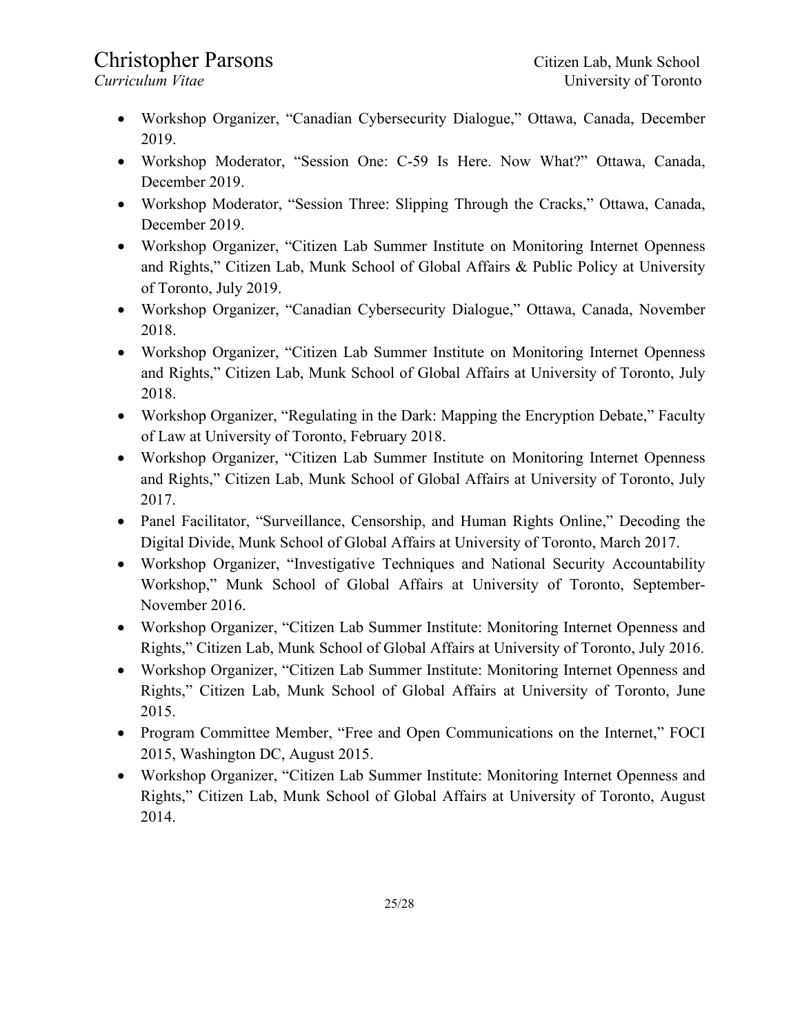- Workshop Organizer, "Canadian Cybersecurity Dialogue," Ottawa, Canada, December 2019.
- Workshop Moderator, "Session One: C-59 Is Here. Now What?" Ottawa, Canada, December 2019.
- Workshop Moderator, "Session Three: Slipping Through the Cracks," Ottawa, Canada, December 2019.
- Workshop Organizer, "Citizen Lab Summer Institute on Monitoring Internet Openness and Rights," Citizen Lab, Munk School of Global Affairs & Public Policy at University of Toronto, July 2019.
- Workshop Organizer, "Canadian Cybersecurity Dialogue," Ottawa, Canada, November 2018.
- Workshop Organizer, "Citizen Lab Summer Institute on Monitoring Internet Openness and Rights," Citizen Lab, Munk School of Global Affairs at University of Toronto, July 2018.
- Workshop Organizer, "Regulating in the Dark: Mapping the Encryption Debate," Faculty of Law at University of Toronto, February 2018.
- Workshop Organizer, "Citizen Lab Summer Institute on Monitoring Internet Openness and Rights," Citizen Lab, Munk School of Global Affairs at University of Toronto, July 2017.
- Panel Facilitator, "Surveillance, Censorship, and Human Rights Online," Decoding the Digital Divide, Munk School of Global Affairs at University of Toronto, March 2017.
- Workshop Organizer, "Investigative Techniques and National Security Accountability Workshop," Munk School of Global Affairs at University of Toronto, September-November 2016.
- Workshop Organizer, "Citizen Lab Summer Institute: Monitoring Internet Openness and Rights," Citizen Lab, Munk School of Global Affairs at University of Toronto, July 2016.
- Workshop Organizer, "Citizen Lab Summer Institute: Monitoring Internet Openness and Rights," Citizen Lab, Munk School of Global Affairs at University of Toronto, June 2015.
- Program Committee Member, "Free and Open Communications on the Internet," FOCI 2015, Washington DC, August 2015.
- Workshop Organizer, "Citizen Lab Summer Institute: Monitoring Internet Openness and Rights," Citizen Lab, Munk School of Global Affairs at University of Toronto, August 2014.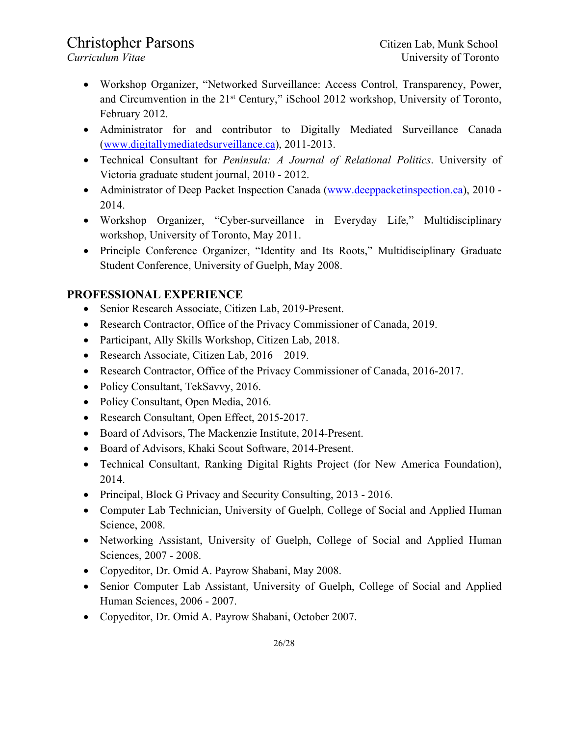- Workshop Organizer, "Networked Surveillance: Access Control, Transparency, Power, and Circumvention in the 21st Century," iSchool 2012 workshop, University of Toronto, February 2012.
- Administrator for and contributor to Digitally Mediated Surveillance Canada (www.digitallymediatedsurveillance.ca), 2011-2013.
- Technical Consultant for *Peninsula: A Journal of Relational Politics*. University of Victoria graduate student journal, 2010 - 2012.
- Administrator of Deep Packet Inspection Canada (www.deeppacketinspection.ca), 2010 - 2014.
- Workshop Organizer, "Cyber-surveillance in Everyday Life," Multidisciplinary workshop, University of Toronto, May 2011.
- Principle Conference Organizer, "Identity and Its Roots," Multidisciplinary Graduate Student Conference, University of Guelph, May 2008.

## PROFESSIONAL EXPERIENCE

- Senior Research Associate, Citizen Lab, 2019-Present.
- Research Contractor, Office of the Privacy Commissioner of Canada, 2019.
- Participant, Ally Skills Workshop, Citizen Lab, 2018.
- Research Associate, Citizen Lab, 2016 – 2019.
- Research Contractor, Office of the Privacy Commissioner of Canada, 2016-2017.
- Policy Consultant, TekSavvy, 2016.
- Policy Consultant, Open Media, 2016.
- Research Consultant, Open Effect, 2015-2017.
- Board of Advisors, The Mackenzie Institute, 2014-Present.
- Board of Advisors, Khaki Scout Software, 2014-Present.
- Technical Consultant, Ranking Digital Rights Project (for New America Foundation), 2014.
- Principal, Block G Privacy and Security Consulting, 2013 - 2016.
- Computer Lab Technician, University of Guelph, College of Social and Applied Human Science, 2008.
- Networking Assistant, University of Guelph, College of Social and Applied Human Sciences, 2007 - 2008.
- Copyeditor, Dr. Omid A. Payrow Shabani, May 2008.
- Senior Computer Lab Assistant, University of Guelph, College of Social and Applied Human Sciences, 2006 - 2007.
- Copyeditor, Dr. Omid A. Payrow Shabani, October 2007.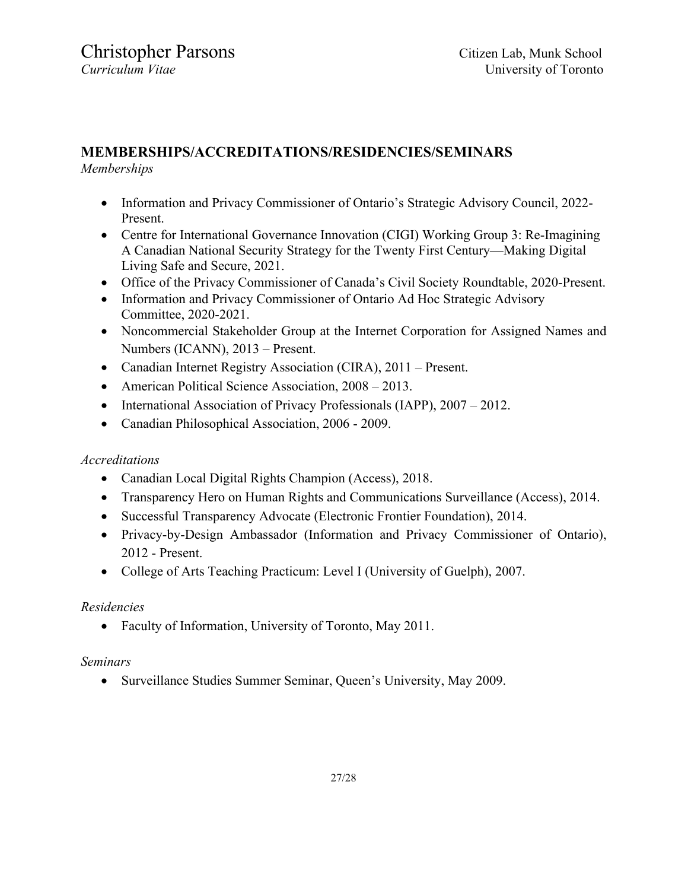## MEMBERSHIPS/ACCREDITATIONS/RESIDENCIES/SEMINARS

*Memberships*

- Information and Privacy Commissioner of Ontario's Strategic Advisory Council, 2022-Present.
- Centre for International Governance Innovation (CIGI) Working Group 3: Re-Imagining A Canadian National Security Strategy for the Twenty First Century—Making Digital Living Safe and Secure, 2021.
- Office of the Privacy Commissioner of Canada's Civil Society Roundtable, 2020-Present.
- Information and Privacy Commissioner of Ontario Ad Hoc Strategic Advisory Committee, 2020-2021.
- Noncommercial Stakeholder Group at the Internet Corporation for Assigned Names and Numbers (ICANN), 2013 – Present.
- Canadian Internet Registry Association (CIRA), 2011 – Present.
- American Political Science Association, 2008 – 2013.
- International Association of Privacy Professionals (IAPP), 2007 – 2012.
- Canadian Philosophical Association, 2006 - 2009.

*Accreditations*

- Canadian Local Digital Rights Champion (Access), 2018.
- Transparency Hero on Human Rights and Communications Surveillance (Access), 2014.
- Successful Transparency Advocate (Electronic Frontier Foundation), 2014.
- Privacy-by-Design Ambassador (Information and Privacy Commissioner of Ontario), 2012 - Present.
- College of Arts Teaching Practicum: Level I (University of Guelph), 2007.

*Residencies*

- Faculty of Information, University of Toronto, May 2011.

*Seminars*

- Surveillance Studies Summer Seminar, Queen's University, May 2009.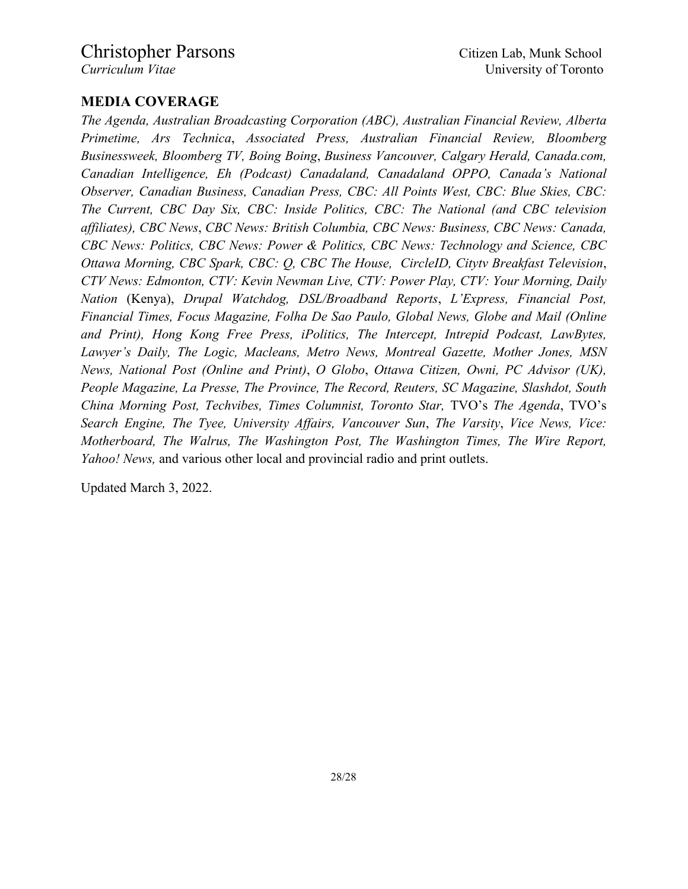## MEDIA COVERAGE

*The Agenda, Australian Broadcasting Corporation (ABC), Australian Financial Review, Alberta Primetime, Ars Technica*, *Associated Press, Australian Financial Review, Bloomberg Businessweek, Bloomberg TV, Boing Boing*, *Business Vancouver, Calgary Herald, Canada.com, Canadian Intelligence, Eh (Podcast) Canadaland, Canadaland OPPO, Canada's National Observer, Canadian Business, Canadian Press, CBC: All Points West, CBC: Blue Skies, CBC: The Current, CBC Day Six, CBC: Inside Politics, CBC: The National (and CBC television affiliates), CBC News*, *CBC News: British Columbia, CBC News: Business, CBC News: Canada, CBC News: Politics, CBC News: Power & Politics, CBC News: Technology and Science, CBC Ottawa Morning, CBC Spark, CBC: Q, CBC The House, CircleID, Citytv Breakfast Television*, *CTV News: Edmonton, CTV: Kevin Newman Live, CTV: Power Play, CTV: Your Morning, Daily Nation* (Kenya), *Drupal Watchdog, DSL/Broadband Reports*, *L'Express, Financial Post, Financial Times, Focus Magazine, Folha De Sao Paulo, Global News, Globe and Mail (Online and Print), Hong Kong Free Press, iPolitics, The Intercept, Intrepid Podcast, LawBytes, Lawyer's Daily, The Logic, Macleans, Metro News, Montreal Gazette, Mother Jones, MSN News, National Post (Online and Print)*, *O Globo*, *Ottawa Citizen, Owni, PC Advisor (UK), People Magazine, La Presse, The Province, The Record, Reuters, SC Magazine, Slashdot, South China Morning Post, Techvibes, Times Columnist, Toronto Star,* TVO's *The Agenda*, TVO's *Search Engine, The Tyee, University Affairs, Vancouver Sun*, *The Varsity*, *Vice News, Vice: Motherboard, The Walrus, The Washington Post, The Washington Times, The Wire Report, Yahoo! News,* and various other local and provincial radio and print outlets.

Updated March 3, 2022.